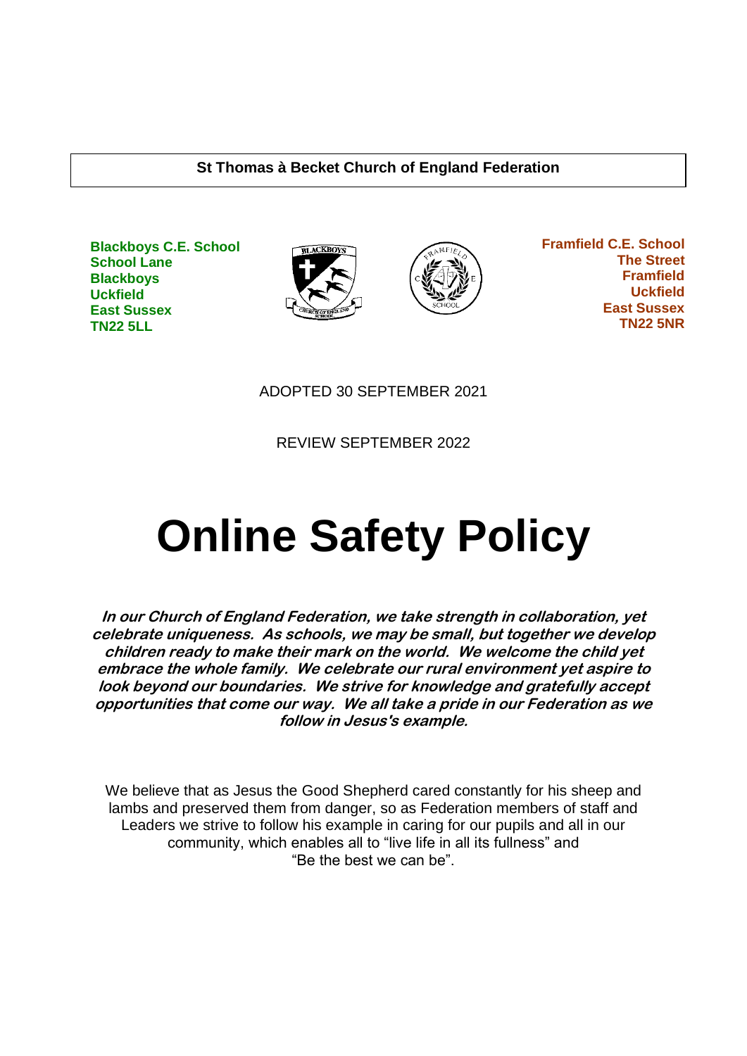**St Thomas à Becket Church of England Federation**

**Blackboys C.E. School**
**School Lane**
**Blackboys**
**Uckfield**
**East Sussex**
**TN22 5LL**

**Framfield C.E. School**
**The Street**
**Framfield**
**Uckfield**
**East Sussex**
**TN22 5NR**

ADOPTED 30 SEPTEMBER 2021

REVIEW SEPTEMBER 2022

# Online Safety Policy

***In our Church of England Federation, we take strength in collaboration, yet celebrate uniqueness. As schools, we may be small, but together we develop children ready to make their mark on the world. We welcome the child yet embrace the whole family. We celebrate our rural environment yet aspire to look beyond our boundaries. We strive for knowledge and gratefully accept opportunities that come our way. We all take a pride in our Federation as we follow in Jesus's example.***

We believe that as Jesus the Good Shepherd cared constantly for his sheep and lambs and preserved them from danger, so as Federation members of staff and Leaders we strive to follow his example in caring for our pupils and all in our community, which enables all to "live life in all its fullness" and "Be the best we can be".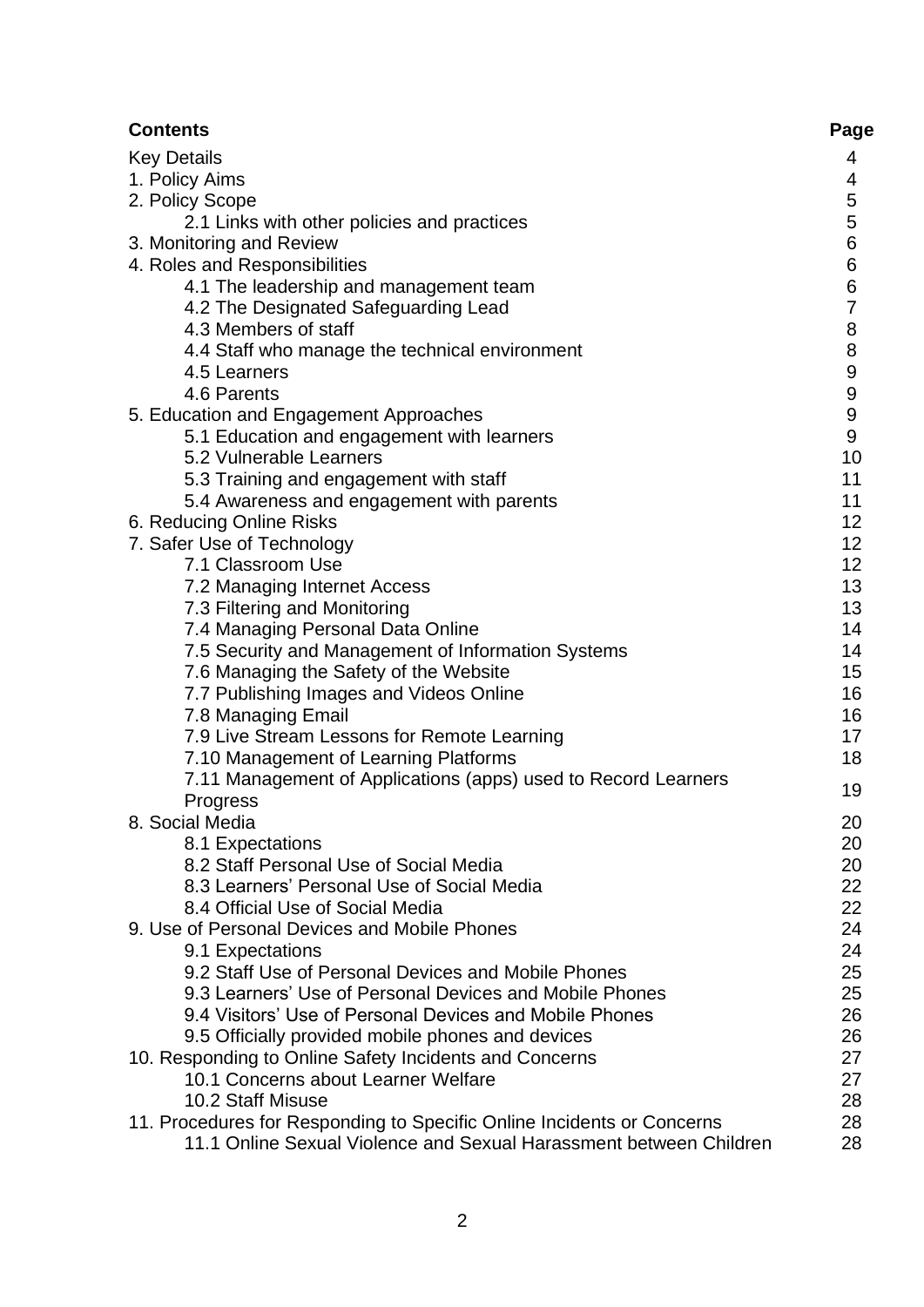| Contents | Page |
|---|---|
| Key Details | 4 |
| 1. Policy Aims | 4 |
| 2. Policy Scope | 5 |
| 2.1 Links with other policies and practices | 5 |
| 3. Monitoring and Review | 6 |
| 4. Roles and Responsibilities | 6 |
| 4.1 The leadership and management team | 6 |
| 4.2 The Designated Safeguarding Lead | 7 |
| 4.3 Members of staff | 8 |
| 4.4 Staff who manage the technical environment | 8 |
| 4.5 Learners | 9 |
| 4.6 Parents | 9 |
| 5. Education and Engagement Approaches | 9 |
| 5.1 Education and engagement with learners | 9 |
| 5.2 Vulnerable Learners | 10 |
| 5.3 Training and engagement with staff | 11 |
| 5.4 Awareness and engagement with parents | 11 |
| 6. Reducing Online Risks | 12 |
| 7. Safer Use of Technology | 12 |
| 7.1 Classroom Use | 12 |
| 7.2 Managing Internet Access | 13 |
| 7.3 Filtering and Monitoring | 13 |
| 7.4 Managing Personal Data Online | 14 |
| 7.5 Security and Management of Information Systems | 14 |
| 7.6 Managing the Safety of the Website | 15 |
| 7.7 Publishing Images and Videos Online | 16 |
| 7.8 Managing Email | 16 |
| 7.9 Live Stream Lessons for Remote Learning | 17 |
| 7.10 Management of Learning Platforms | 18 |
| 7.11 Management of Applications (apps) used to Record Learners Progress | 19 |
| 8. Social Media | 20 |
| 8.1 Expectations | 20 |
| 8.2 Staff Personal Use of Social Media | 20 |
| 8.3 Learners' Personal Use of Social Media | 22 |
| 8.4 Official Use of Social Media | 22 |
| 9. Use of Personal Devices and Mobile Phones | 24 |
| 9.1 Expectations | 24 |
| 9.2 Staff Use of Personal Devices and Mobile Phones | 25 |
| 9.3 Learners' Use of Personal Devices and Mobile Phones | 25 |
| 9.4 Visitors' Use of Personal Devices and Mobile Phones | 26 |
| 9.5 Officially provided mobile phones and devices | 26 |
| 10. Responding to Online Safety Incidents and Concerns | 27 |
| 10.1 Concerns about Learner Welfare | 27 |
| 10.2 Staff Misuse | 28 |
| 11. Procedures for Responding to Specific Online Incidents or Concerns | 28 |
| 11.1 Online Sexual Violence and Sexual Harassment between Children | 28 |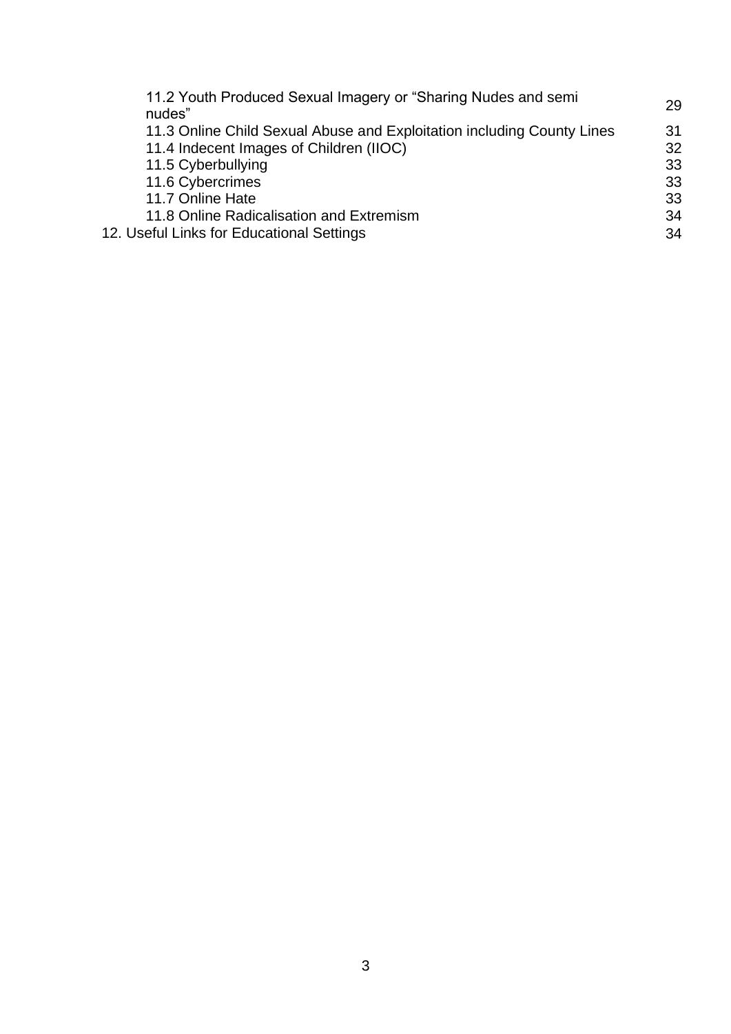| | |
|---|---|
| 11.2 Youth Produced Sexual Imagery or "Sharing Nudes and semi nudes" | 29 |
| 11.3 Online Child Sexual Abuse and Exploitation including County Lines | 31 |
| 11.4 Indecent Images of Children (IIOC) | 32 |
| 11.5 Cyberbullying | 33 |
| 11.6 Cybercrimes | 33 |
| 11.7 Online Hate | 33 |
| 11.8 Online Radicalisation and Extremism | 34 |
| 12. Useful Links for Educational Settings | 34 |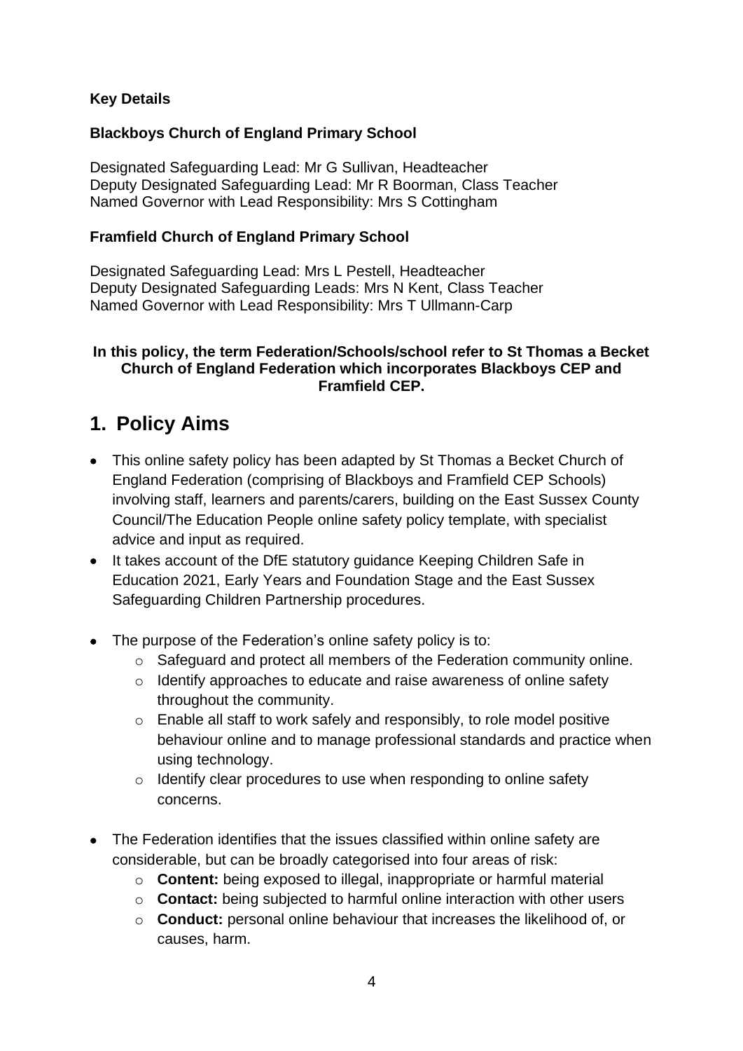**Key Details**

**Blackboys Church of England Primary School**

Designated Safeguarding Lead: Mr G Sullivan, Headteacher
Deputy Designated Safeguarding Lead: Mr R Boorman, Class Teacher
Named Governor with Lead Responsibility: Mrs S Cottingham

**Framfield Church of England Primary School**

Designated Safeguarding Lead: Mrs L Pestell, Headteacher
Deputy Designated Safeguarding Leads: Mrs N Kent, Class Teacher
Named Governor with Lead Responsibility: Mrs T Ullmann-Carp

**In this policy, the term Federation/Schools/school refer to St Thomas a Becket Church of England Federation which incorporates Blackboys CEP and Framfield CEP.**

# 1. Policy Aims

- This online safety policy has been adapted by St Thomas a Becket Church of England Federation (comprising of Blackboys and Framfield CEP Schools) involving staff, learners and parents/carers, building on the East Sussex County Council/The Education People online safety policy template, with specialist advice and input as required.
- It takes account of the DfE statutory guidance Keeping Children Safe in Education 2021, Early Years and Foundation Stage and the East Sussex Safeguarding Children Partnership procedures.

- The purpose of the Federation's online safety policy is to:
  - Safeguard and protect all members of the Federation community online.
  - Identify approaches to educate and raise awareness of online safety throughout the community.
  - Enable all staff to work safely and responsibly, to role model positive behaviour online and to manage professional standards and practice when using technology.
  - Identify clear procedures to use when responding to online safety concerns.

- The Federation identifies that the issues classified within online safety are considerable, but can be broadly categorised into four areas of risk:
  - **Content:** being exposed to illegal, inappropriate or harmful material
  - **Contact:** being subjected to harmful online interaction with other users
  - **Conduct:** personal online behaviour that increases the likelihood of, or causes, harm.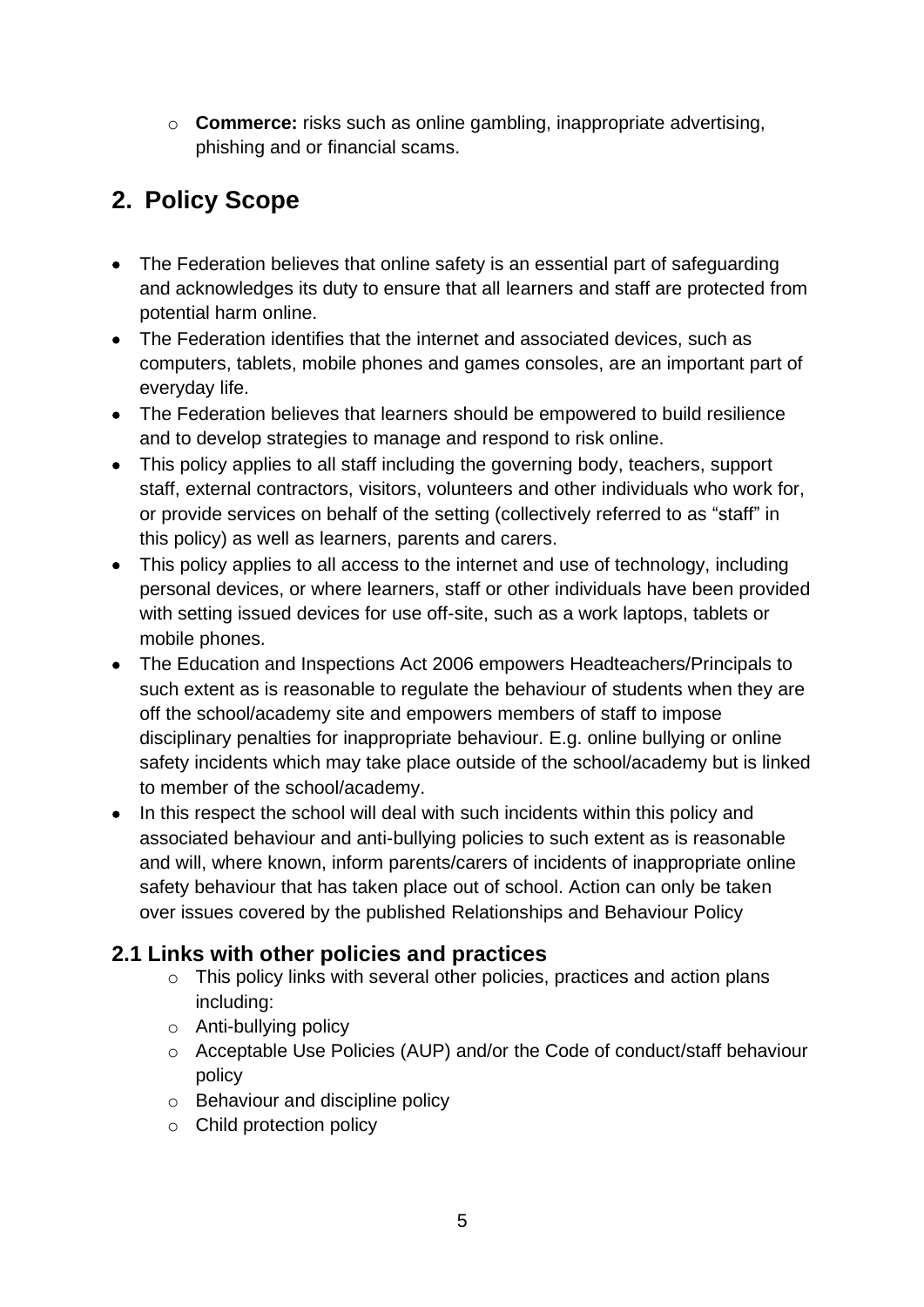- **Commerce:** risks such as online gambling, inappropriate advertising, phishing and or financial scams.

## 2. Policy Scope

- The Federation believes that online safety is an essential part of safeguarding and acknowledges its duty to ensure that all learners and staff are protected from potential harm online.
- The Federation identifies that the internet and associated devices, such as computers, tablets, mobile phones and games consoles, are an important part of everyday life.
- The Federation believes that learners should be empowered to build resilience and to develop strategies to manage and respond to risk online.
- This policy applies to all staff including the governing body, teachers, support staff, external contractors, visitors, volunteers and other individuals who work for, or provide services on behalf of the setting (collectively referred to as "staff" in this policy) as well as learners, parents and carers.
- This policy applies to all access to the internet and use of technology, including personal devices, or where learners, staff or other individuals have been provided with setting issued devices for use off-site, such as a work laptops, tablets or mobile phones.
- The Education and Inspections Act 2006 empowers Headteachers/Principals to such extent as is reasonable to regulate the behaviour of students when they are off the school/academy site and empowers members of staff to impose disciplinary penalties for inappropriate behaviour. E.g. online bullying or online safety incidents which may take place outside of the school/academy but is linked to member of the school/academy.
- In this respect the school will deal with such incidents within this policy and associated behaviour and anti-bullying policies to such extent as is reasonable and will, where known, inform parents/carers of incidents of inappropriate online safety behaviour that has taken place out of school. Action can only be taken over issues covered by the published Relationships and Behaviour Policy

### 2.1 Links with other policies and practices

- This policy links with several other policies, practices and action plans including:
- Anti-bullying policy
- Acceptable Use Policies (AUP) and/or the Code of conduct/staff behaviour policy
- Behaviour and discipline policy
- Child protection policy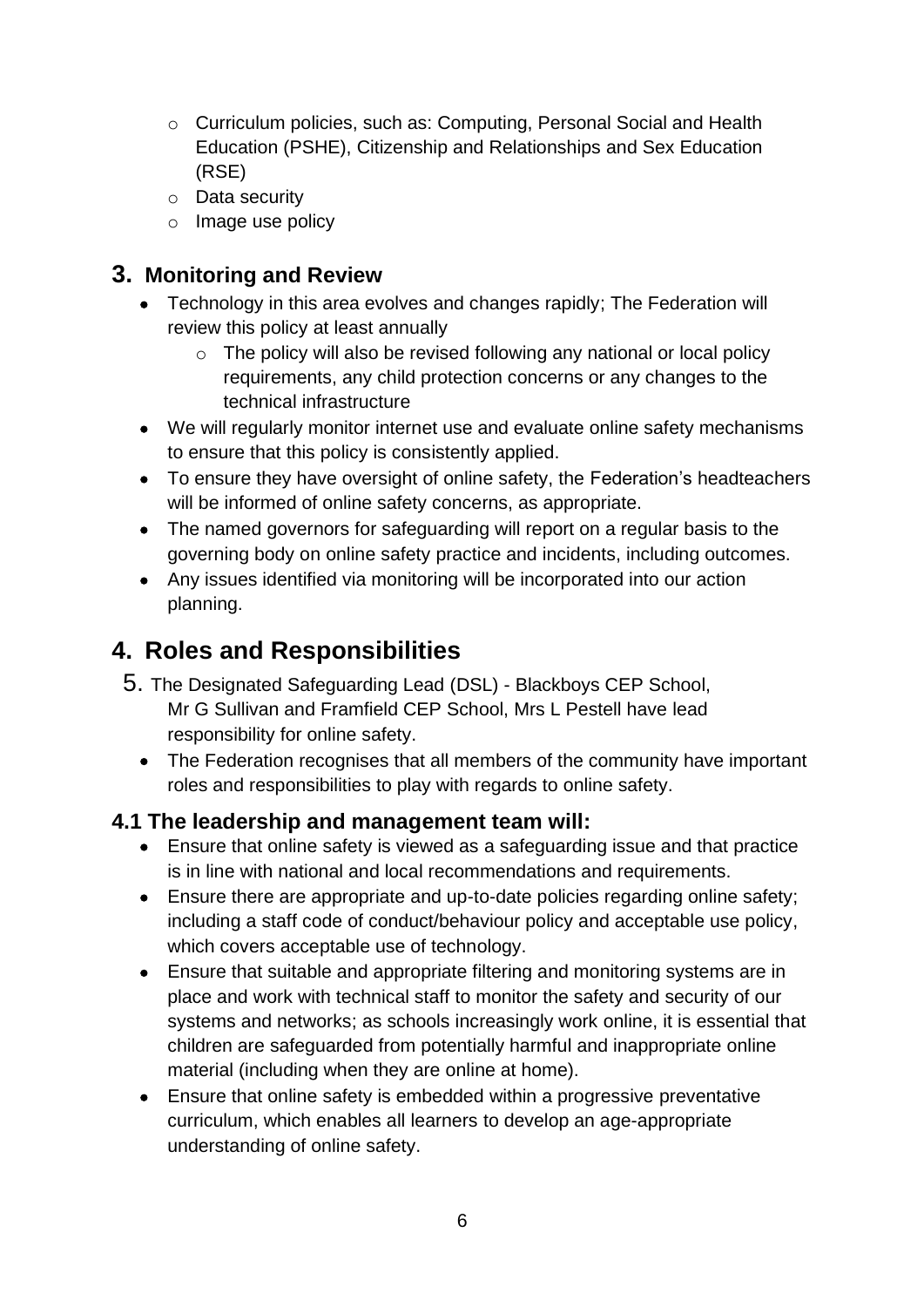- Curriculum policies, such as: Computing, Personal Social and Health Education (PSHE), Citizenship and Relationships and Sex Education (RSE)
  - Data security
  - Image use policy

## 3. Monitoring and Review

- Technology in this area evolves and changes rapidly; The Federation will review this policy at least annually
  - The policy will also be revised following any national or local policy requirements, any child protection concerns or any changes to the technical infrastructure
- We will regularly monitor internet use and evaluate online safety mechanisms to ensure that this policy is consistently applied.
- To ensure they have oversight of online safety, the Federation's headteachers will be informed of online safety concerns, as appropriate.
- The named governors for safeguarding will report on a regular basis to the governing body on online safety practice and incidents, including outcomes.
- Any issues identified via monitoring will be incorporated into our action planning.

# 4. Roles and Responsibilities

5. The Designated Safeguarding Lead (DSL) - Blackboys CEP School, Mr G Sullivan and Framfield CEP School, Mrs L Pestell have lead responsibility for online safety.

- The Federation recognises that all members of the community have important roles and responsibilities to play with regards to online safety.

### 4.1 The leadership and management team will:

- Ensure that online safety is viewed as a safeguarding issue and that practice is in line with national and local recommendations and requirements.
- Ensure there are appropriate and up-to-date policies regarding online safety; including a staff code of conduct/behaviour policy and acceptable use policy, which covers acceptable use of technology.
- Ensure that suitable and appropriate filtering and monitoring systems are in place and work with technical staff to monitor the safety and security of our systems and networks; as schools increasingly work online, it is essential that children are safeguarded from potentially harmful and inappropriate online material (including when they are online at home).
- Ensure that online safety is embedded within a progressive preventative curriculum, which enables all learners to develop an age-appropriate understanding of online safety.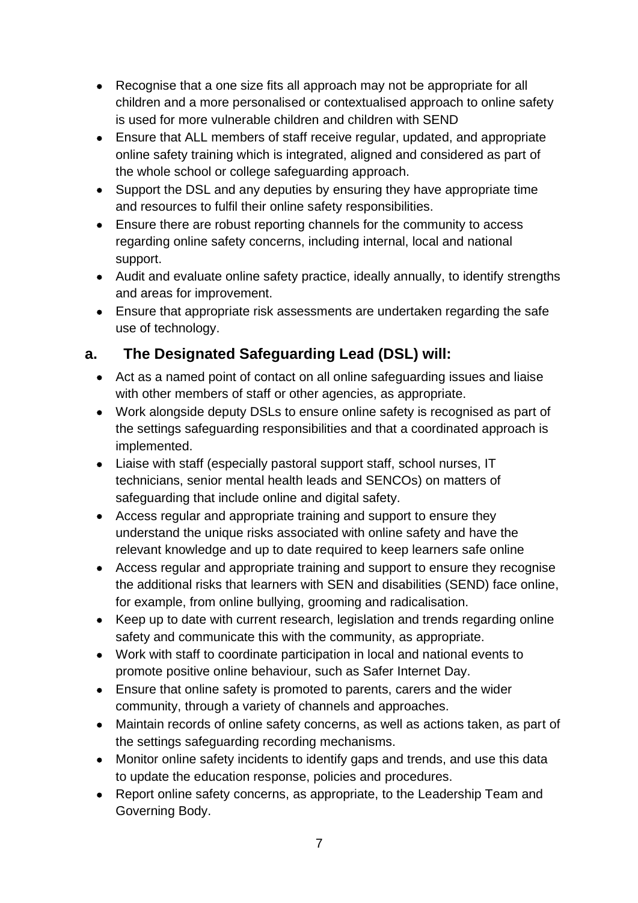- Recognise that a one size fits all approach may not be appropriate for all children and a more personalised or contextualised approach to online safety is used for more vulnerable children and children with SEND
- Ensure that ALL members of staff receive regular, updated, and appropriate online safety training which is integrated, aligned and considered as part of the whole school or college safeguarding approach.
- Support the DSL and any deputies by ensuring they have appropriate time and resources to fulfil their online safety responsibilities.
- Ensure there are robust reporting channels for the community to access regarding online safety concerns, including internal, local and national support.
- Audit and evaluate online safety practice, ideally annually, to identify strengths and areas for improvement.
- Ensure that appropriate risk assessments are undertaken regarding the safe use of technology.

## a. The Designated Safeguarding Lead (DSL) will:

- Act as a named point of contact on all online safeguarding issues and liaise with other members of staff or other agencies, as appropriate.
- Work alongside deputy DSLs to ensure online safety is recognised as part of the settings safeguarding responsibilities and that a coordinated approach is implemented.
- Liaise with staff (especially pastoral support staff, school nurses, IT technicians, senior mental health leads and SENCOs) on matters of safeguarding that include online and digital safety.
- Access regular and appropriate training and support to ensure they understand the unique risks associated with online safety and have the relevant knowledge and up to date required to keep learners safe online
- Access regular and appropriate training and support to ensure they recognise the additional risks that learners with SEN and disabilities (SEND) face online, for example, from online bullying, grooming and radicalisation.
- Keep up to date with current research, legislation and trends regarding online safety and communicate this with the community, as appropriate.
- Work with staff to coordinate participation in local and national events to promote positive online behaviour, such as Safer Internet Day.
- Ensure that online safety is promoted to parents, carers and the wider community, through a variety of channels and approaches.
- Maintain records of online safety concerns, as well as actions taken, as part of the settings safeguarding recording mechanisms.
- Monitor online safety incidents to identify gaps and trends, and use this data to update the education response, policies and procedures.
- Report online safety concerns, as appropriate, to the Leadership Team and Governing Body.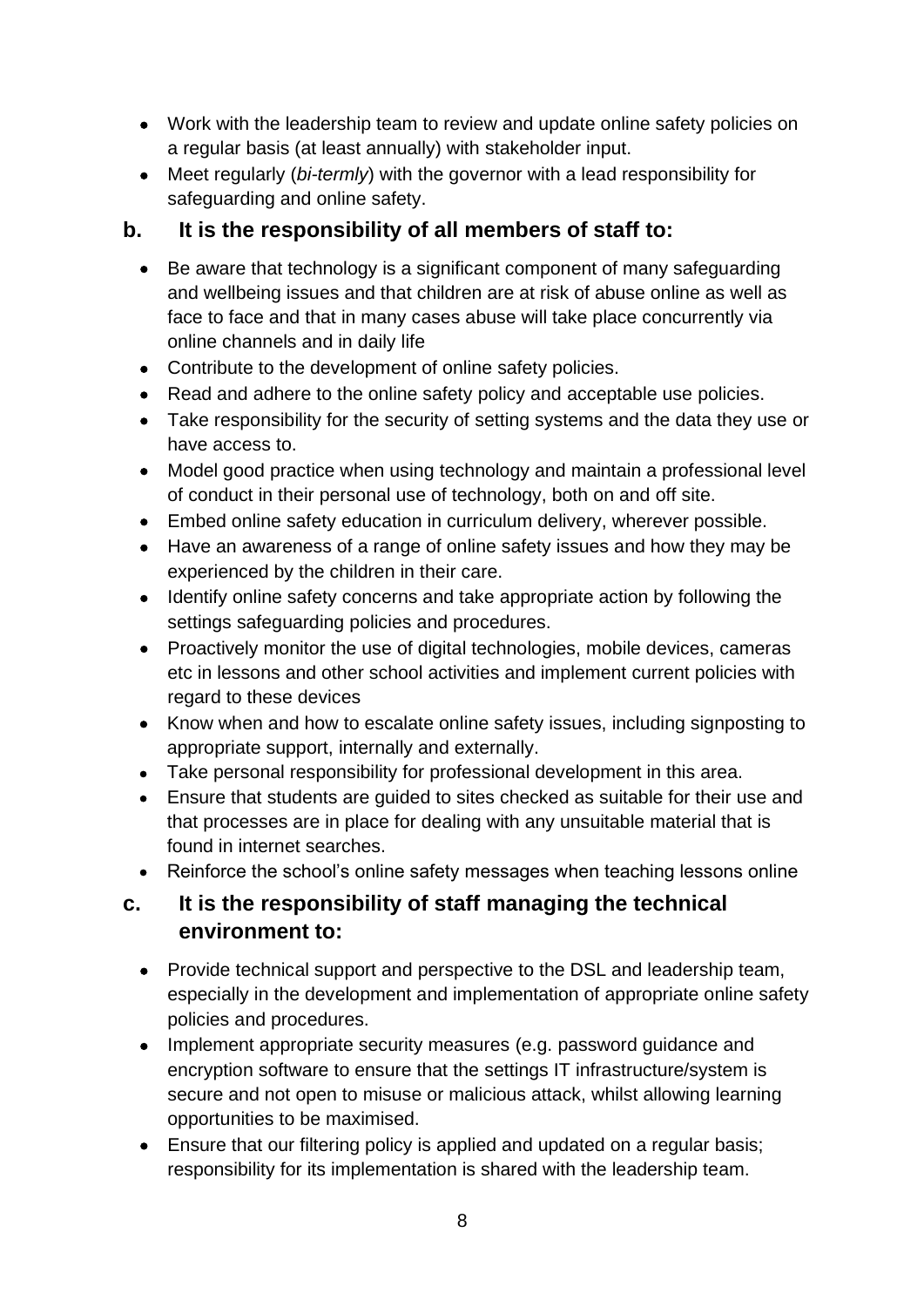- Work with the leadership team to review and update online safety policies on a regular basis (at least annually) with stakeholder input.
- Meet regularly (*bi-termly*) with the governor with a lead responsibility for safeguarding and online safety.

### b. It is the responsibility of all members of staff to:

- Be aware that technology is a significant component of many safeguarding and wellbeing issues and that children are at risk of abuse online as well as face to face and that in many cases abuse will take place concurrently via online channels and in daily life
- Contribute to the development of online safety policies.
- Read and adhere to the online safety policy and acceptable use policies.
- Take responsibility for the security of setting systems and the data they use or have access to.
- Model good practice when using technology and maintain a professional level of conduct in their personal use of technology, both on and off site.
- Embed online safety education in curriculum delivery, wherever possible.
- Have an awareness of a range of online safety issues and how they may be experienced by the children in their care.
- Identify online safety concerns and take appropriate action by following the settings safeguarding policies and procedures.
- Proactively monitor the use of digital technologies, mobile devices, cameras etc in lessons and other school activities and implement current policies with regard to these devices
- Know when and how to escalate online safety issues, including signposting to appropriate support, internally and externally.
- Take personal responsibility for professional development in this area.
- Ensure that students are guided to sites checked as suitable for their use and that processes are in place for dealing with any unsuitable material that is found in internet searches.
- Reinforce the school's online safety messages when teaching lessons online

### c. It is the responsibility of staff managing the technical environment to:

- Provide technical support and perspective to the DSL and leadership team, especially in the development and implementation of appropriate online safety policies and procedures.
- Implement appropriate security measures (e.g. password guidance and encryption software to ensure that the settings IT infrastructure/system is secure and not open to misuse or malicious attack, whilst allowing learning opportunities to be maximised.
- Ensure that our filtering policy is applied and updated on a regular basis; responsibility for its implementation is shared with the leadership team.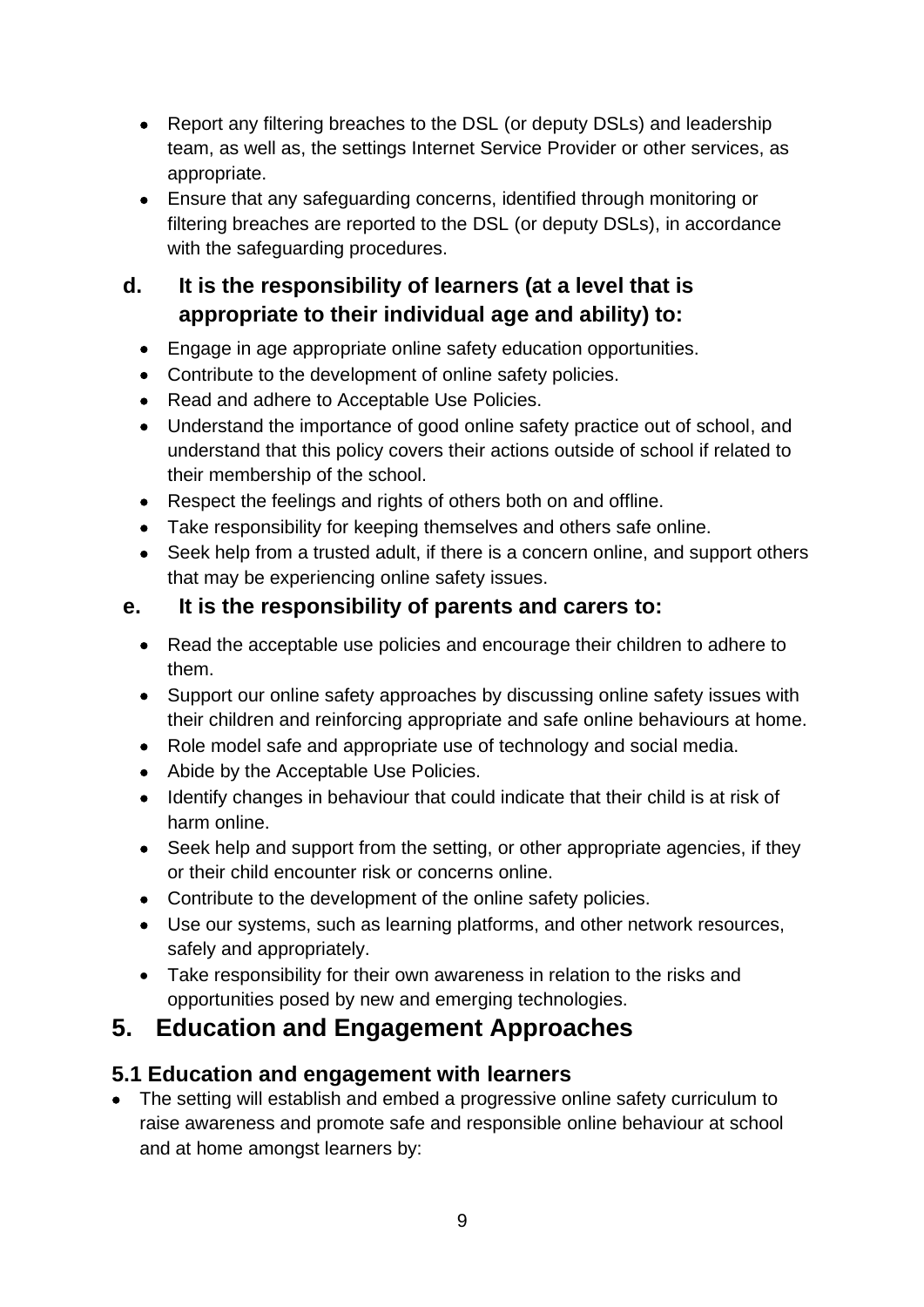- Report any filtering breaches to the DSL (or deputy DSLs) and leadership team, as well as, the settings Internet Service Provider or other services, as appropriate.
- Ensure that any safeguarding concerns, identified through monitoring or filtering breaches are reported to the DSL (or deputy DSLs), in accordance with the safeguarding procedures.

### d. It is the responsibility of learners (at a level that is appropriate to their individual age and ability) to:

- Engage in age appropriate online safety education opportunities.
- Contribute to the development of online safety policies.
- Read and adhere to Acceptable Use Policies.
- Understand the importance of good online safety practice out of school, and understand that this policy covers their actions outside of school if related to their membership of the school.
- Respect the feelings and rights of others both on and offline.
- Take responsibility for keeping themselves and others safe online.
- Seek help from a trusted adult, if there is a concern online, and support others that may be experiencing online safety issues.

### e. It is the responsibility of parents and carers to:

- Read the acceptable use policies and encourage their children to adhere to them.
- Support our online safety approaches by discussing online safety issues with their children and reinforcing appropriate and safe online behaviours at home.
- Role model safe and appropriate use of technology and social media.
- Abide by the Acceptable Use Policies.
- Identify changes in behaviour that could indicate that their child is at risk of harm online.
- Seek help and support from the setting, or other appropriate agencies, if they or their child encounter risk or concerns online.
- Contribute to the development of the online safety policies.
- Use our systems, such as learning platforms, and other network resources, safely and appropriately.
- Take responsibility for their own awareness in relation to the risks and opportunities posed by new and emerging technologies.

## 5. Education and Engagement Approaches

### 5.1 Education and engagement with learners

- The setting will establish and embed a progressive online safety curriculum to raise awareness and promote safe and responsible online behaviour at school and at home amongst learners by: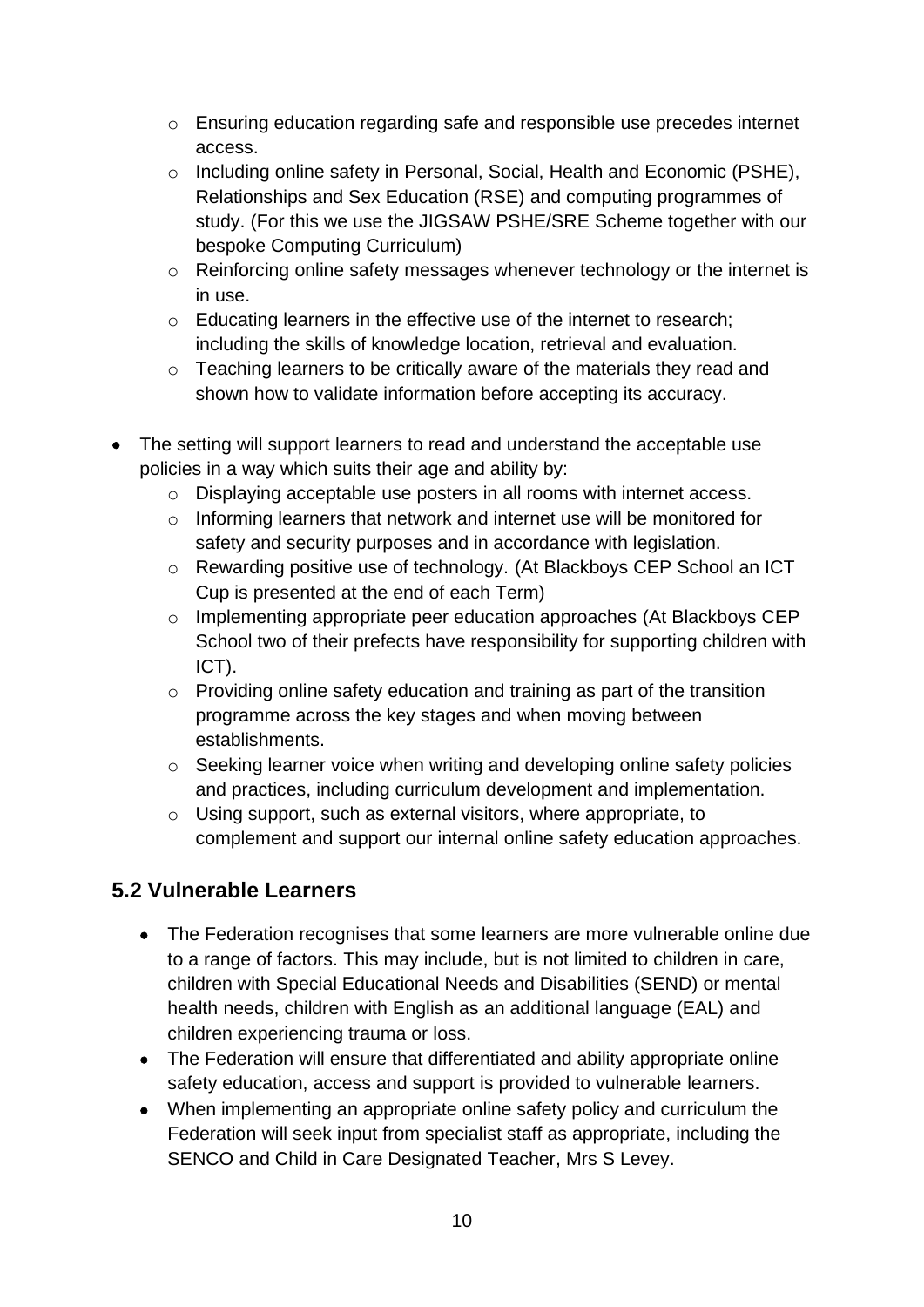- Ensuring education regarding safe and responsible use precedes internet access.
    - Including online safety in Personal, Social, Health and Economic (PSHE), Relationships and Sex Education (RSE) and computing programmes of study. (For this we use the JIGSAW PSHE/SRE Scheme together with our bespoke Computing Curriculum)
    - Reinforcing online safety messages whenever technology or the internet is in use.
    - Educating learners in the effective use of the internet to research; including the skills of knowledge location, retrieval and evaluation.
    - Teaching learners to be critically aware of the materials they read and shown how to validate information before accepting its accuracy.

- The setting will support learners to read and understand the acceptable use policies in a way which suits their age and ability by:
    - Displaying acceptable use posters in all rooms with internet access.
    - Informing learners that network and internet use will be monitored for safety and security purposes and in accordance with legislation.
    - Rewarding positive use of technology. (At Blackboys CEP School an ICT Cup is presented at the end of each Term)
    - Implementing appropriate peer education approaches (At Blackboys CEP School two of their prefects have responsibility for supporting children with ICT).
    - Providing online safety education and training as part of the transition programme across the key stages and when moving between establishments.
    - Seeking learner voice when writing and developing online safety policies and practices, including curriculum development and implementation.
    - Using support, such as external visitors, where appropriate, to complement and support our internal online safety education approaches.

## 5.2 Vulnerable Learners

- The Federation recognises that some learners are more vulnerable online due to a range of factors. This may include, but is not limited to children in care, children with Special Educational Needs and Disabilities (SEND) or mental health needs, children with English as an additional language (EAL) and children experiencing trauma or loss.
- The Federation will ensure that differentiated and ability appropriate online safety education, access and support is provided to vulnerable learners.
- When implementing an appropriate online safety policy and curriculum the Federation will seek input from specialist staff as appropriate, including the SENCO and Child in Care Designated Teacher, Mrs S Levey.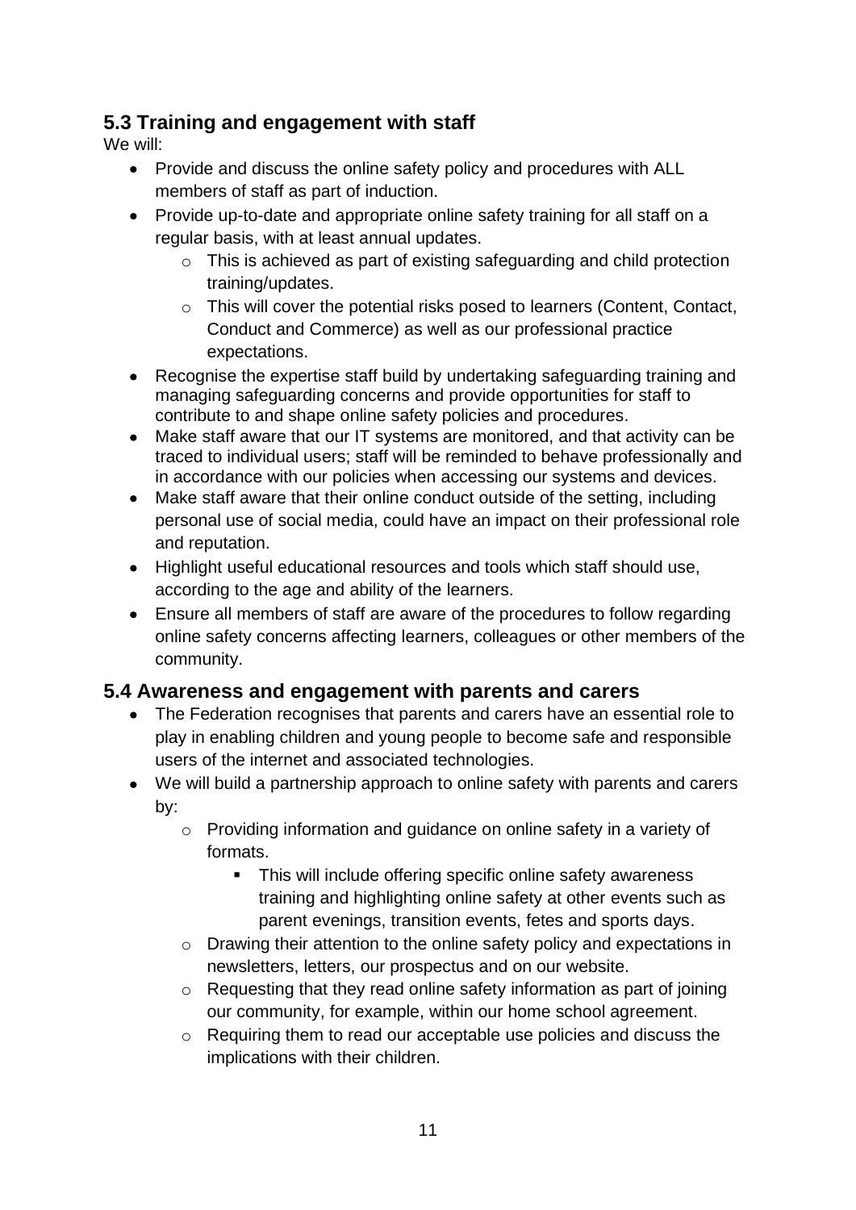### 5.3 Training and engagement with staff

We will:

- Provide and discuss the online safety policy and procedures with ALL members of staff as part of induction.
- Provide up-to-date and appropriate online safety training for all staff on a regular basis, with at least annual updates.
  - This is achieved as part of existing safeguarding and child protection training/updates.
  - This will cover the potential risks posed to learners (Content, Contact, Conduct and Commerce) as well as our professional practice expectations.
- Recognise the expertise staff build by undertaking safeguarding training and managing safeguarding concerns and provide opportunities for staff to contribute to and shape online safety policies and procedures.
- Make staff aware that our IT systems are monitored, and that activity can be traced to individual users; staff will be reminded to behave professionally and in accordance with our policies when accessing our systems and devices.
- Make staff aware that their online conduct outside of the setting, including personal use of social media, could have an impact on their professional role and reputation.
- Highlight useful educational resources and tools which staff should use, according to the age and ability of the learners.
- Ensure all members of staff are aware of the procedures to follow regarding online safety concerns affecting learners, colleagues or other members of the community.

### 5.4 Awareness and engagement with parents and carers

- The Federation recognises that parents and carers have an essential role to play in enabling children and young people to become safe and responsible users of the internet and associated technologies.
- We will build a partnership approach to online safety with parents and carers by:
  - Providing information and guidance on online safety in a variety of formats.
    - This will include offering specific online safety awareness training and highlighting online safety at other events such as parent evenings, transition events, fetes and sports days.
  - Drawing their attention to the online safety policy and expectations in newsletters, letters, our prospectus and on our website.
  - Requesting that they read online safety information as part of joining our community, for example, within our home school agreement.
  - Requiring them to read our acceptable use policies and discuss the implications with their children.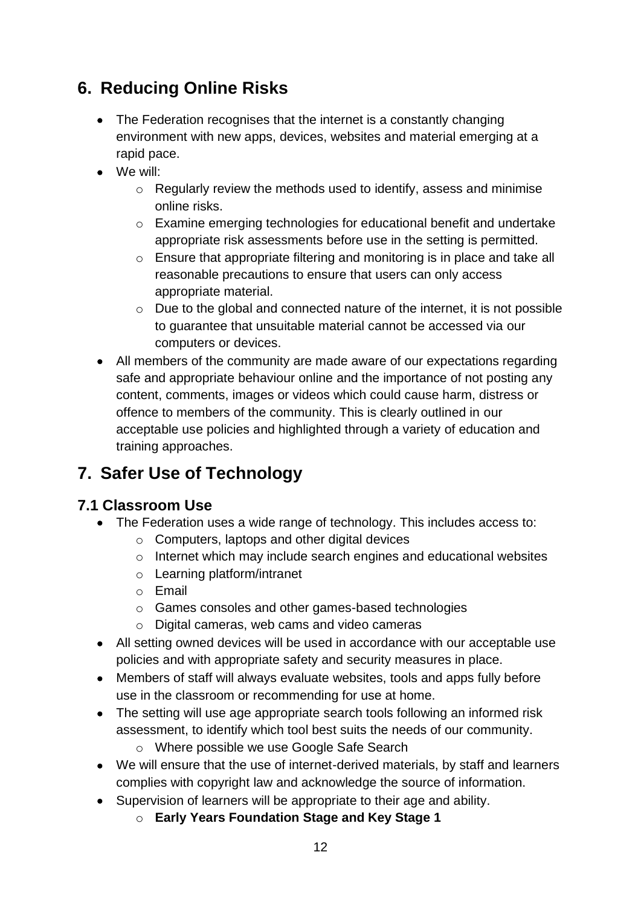## 6. Reducing Online Risks

- The Federation recognises that the internet is a constantly changing environment with new apps, devices, websites and material emerging at a rapid pace.
- We will:
    - Regularly review the methods used to identify, assess and minimise online risks.
    - Examine emerging technologies for educational benefit and undertake appropriate risk assessments before use in the setting is permitted.
    - Ensure that appropriate filtering and monitoring is in place and take all reasonable precautions to ensure that users can only access appropriate material.
    - Due to the global and connected nature of the internet, it is not possible to guarantee that unsuitable material cannot be accessed via our computers or devices.
- All members of the community are made aware of our expectations regarding safe and appropriate behaviour online and the importance of not posting any content, comments, images or videos which could cause harm, distress or offence to members of the community. This is clearly outlined in our acceptable use policies and highlighted through a variety of education and training approaches.

## 7. Safer Use of Technology

### 7.1 Classroom Use

- The Federation uses a wide range of technology. This includes access to:
    - Computers, laptops and other digital devices
    - Internet which may include search engines and educational websites
    - Learning platform/intranet
    - Email
    - Games consoles and other games-based technologies
    - Digital cameras, web cams and video cameras
- All setting owned devices will be used in accordance with our acceptable use policies and with appropriate safety and security measures in place.
- Members of staff will always evaluate websites, tools and apps fully before use in the classroom or recommending for use at home.
- The setting will use age appropriate search tools following an informed risk assessment, to identify which tool best suits the needs of our community.
    - Where possible we use Google Safe Search
- We will ensure that the use of internet-derived materials, by staff and learners complies with copyright law and acknowledge the source of information.
- Supervision of learners will be appropriate to their age and ability.
    - **Early Years Foundation Stage and Key Stage 1**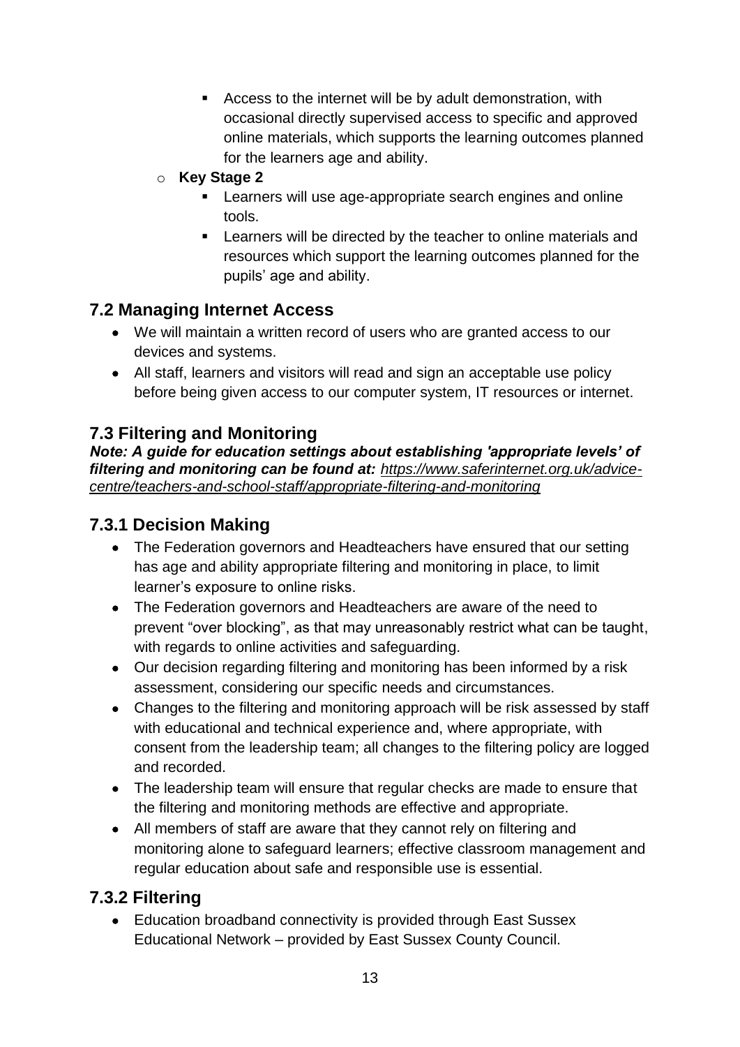- Access to the internet will be by adult demonstration, with occasional directly supervised access to specific and approved online materials, which supports the learning outcomes planned for the learners age and ability.
    - **Key Stage 2**
        - Learners will use age-appropriate search engines and online tools.
        - Learners will be directed by the teacher to online materials and resources which support the learning outcomes planned for the pupils' age and ability.

## 7.2 Managing Internet Access

- We will maintain a written record of users who are granted access to our devices and systems.
- All staff, learners and visitors will read and sign an acceptable use policy before being given access to our computer system, IT resources or internet.

## 7.3 Filtering and Monitoring

***Note: A guide for education settings about establishing 'appropriate levels' of filtering and monitoring can be found at:*** https://www.saferinternet.org.uk/advice-centre/teachers-and-school-staff/appropriate-filtering-and-monitoring

### 7.3.1 Decision Making

- The Federation governors and Headteachers have ensured that our setting has age and ability appropriate filtering and monitoring in place, to limit learner's exposure to online risks.
- The Federation governors and Headteachers are aware of the need to prevent "over blocking", as that may unreasonably restrict what can be taught, with regards to online activities and safeguarding.
- Our decision regarding filtering and monitoring has been informed by a risk assessment, considering our specific needs and circumstances.
- Changes to the filtering and monitoring approach will be risk assessed by staff with educational and technical experience and, where appropriate, with consent from the leadership team; all changes to the filtering policy are logged and recorded.
- The leadership team will ensure that regular checks are made to ensure that the filtering and monitoring methods are effective and appropriate.
- All members of staff are aware that they cannot rely on filtering and monitoring alone to safeguard learners; effective classroom management and regular education about safe and responsible use is essential.

### 7.3.2 Filtering

- Education broadband connectivity is provided through East Sussex Educational Network – provided by East Sussex County Council.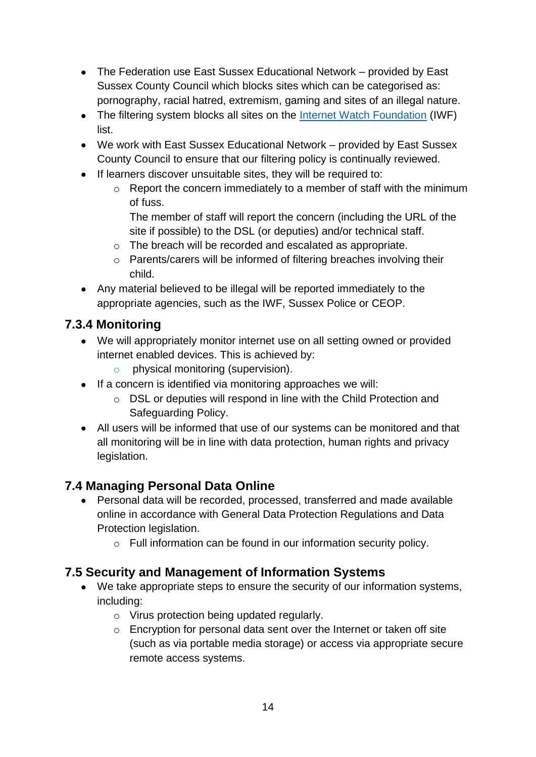- The Federation use East Sussex Educational Network – provided by East Sussex County Council which blocks sites which can be categorised as: pornography, racial hatred, extremism, gaming and sites of an illegal nature.
- The filtering system blocks all sites on the Internet Watch Foundation (IWF) list.
- We work with East Sussex Educational Network – provided by East Sussex County Council to ensure that our filtering policy is continually reviewed.
- If learners discover unsuitable sites, they will be required to:
    - Report the concern immediately to a member of staff with the minimum of fuss.
      The member of staff will report the concern (including the URL of the site if possible) to the DSL (or deputies) and/or technical staff.
    - The breach will be recorded and escalated as appropriate.
    - Parents/carers will be informed of filtering breaches involving their child.
- Any material believed to be illegal will be reported immediately to the appropriate agencies, such as the IWF, Sussex Police or CEOP.

### 7.3.4 Monitoring

- We will appropriately monitor internet use on all setting owned or provided internet enabled devices. This is achieved by:
    - physical monitoring (supervision).
- If a concern is identified via monitoring approaches we will:
    - DSL or deputies will respond in line with the Child Protection and Safeguarding Policy.
- All users will be informed that use of our systems can be monitored and that all monitoring will be in line with data protection, human rights and privacy legislation.

## 7.4 Managing Personal Data Online

- Personal data will be recorded, processed, transferred and made available online in accordance with General Data Protection Regulations and Data Protection legislation.
    - Full information can be found in our information security policy.

## 7.5 Security and Management of Information Systems

- We take appropriate steps to ensure the security of our information systems, including:
    - Virus protection being updated regularly.
    - Encryption for personal data sent over the Internet or taken off site (such as via portable media storage) or access via appropriate secure remote access systems.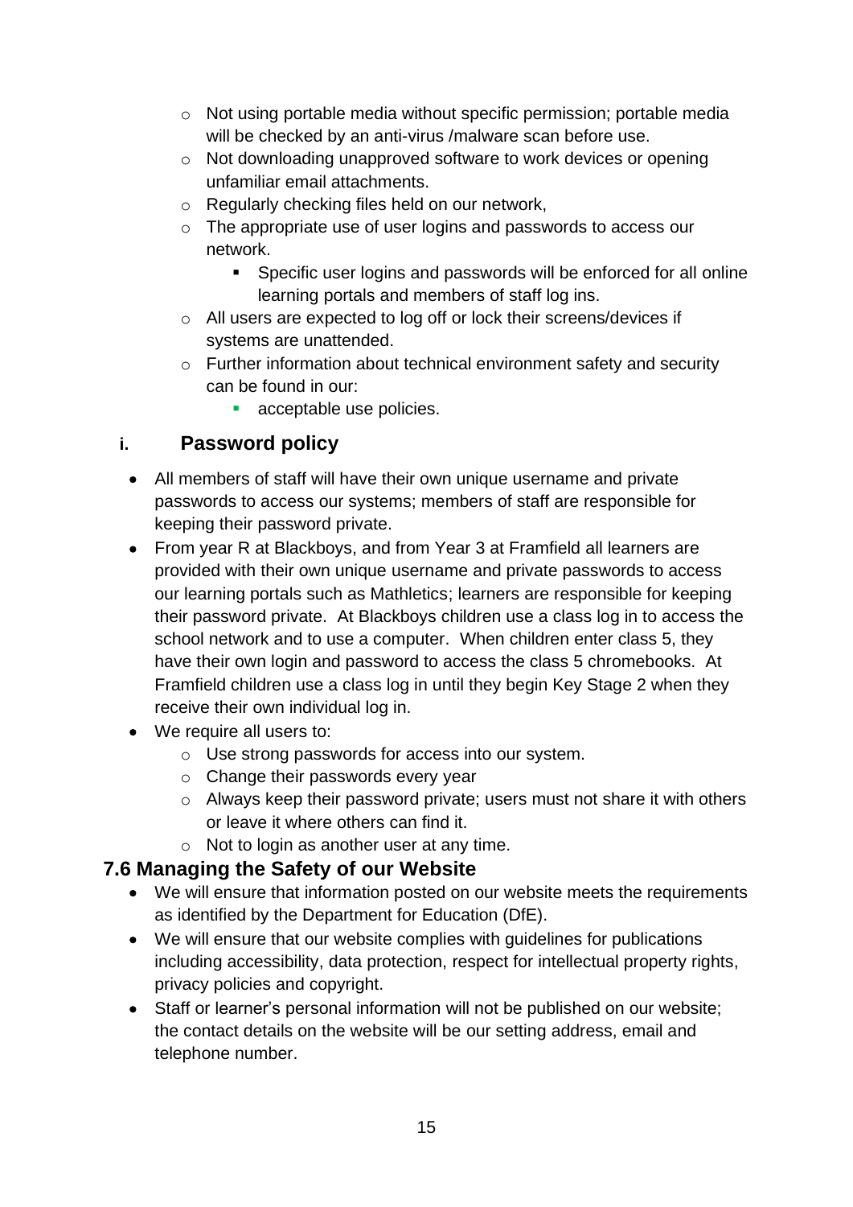- Not using portable media without specific permission; portable media will be checked by an anti-virus /malware scan before use.
    - Not downloading unapproved software to work devices or opening unfamiliar email attachments.
    - Regularly checking files held on our network,
    - The appropriate use of user logins and passwords to access our network.
        - Specific user logins and passwords will be enforced for all online learning portals and members of staff log ins.
    - All users are expected to log off or lock their screens/devices if systems are unattended.
    - Further information about technical environment safety and security can be found in our:
        - acceptable use policies.

### i. Password policy

- All members of staff will have their own unique username and private passwords to access our systems; members of staff are responsible for keeping their password private.
- From year R at Blackboys, and from Year 3 at Framfield all learners are provided with their own unique username and private passwords to access our learning portals such as Mathletics; learners are responsible for keeping their password private. At Blackboys children use a class log in to access the school network and to use a computer. When children enter class 5, they have their own login and password to access the class 5 chromebooks. At Framfield children use a class log in until they begin Key Stage 2 when they receive their own individual log in.
- We require all users to:
    - Use strong passwords for access into our system.
    - Change their passwords every year
    - Always keep their password private; users must not share it with others or leave it where others can find it.
    - Not to login as another user at any time.

## 7.6 Managing the Safety of our Website

- We will ensure that information posted on our website meets the requirements as identified by the Department for Education (DfE).
- We will ensure that our website complies with guidelines for publications including accessibility, data protection, respect for intellectual property rights, privacy policies and copyright.
- Staff or learner's personal information will not be published on our website; the contact details on the website will be our setting address, email and telephone number.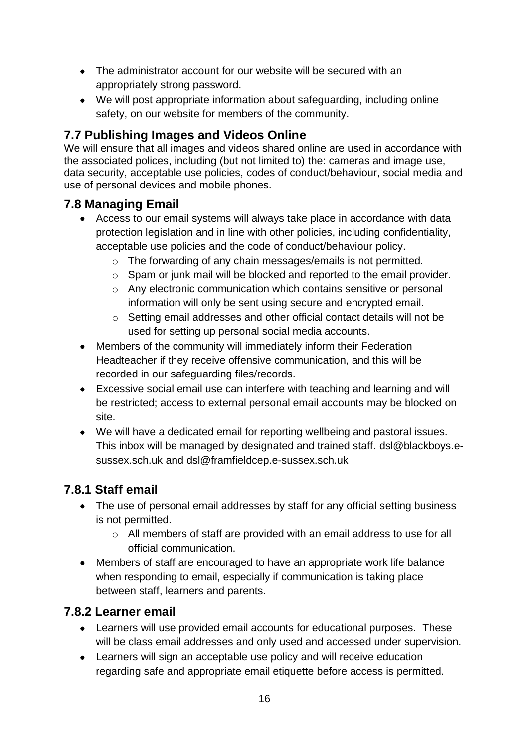- The administrator account for our website will be secured with an appropriately strong password.
- We will post appropriate information about safeguarding, including online safety, on our website for members of the community.

## 7.7 Publishing Images and Videos Online

We will ensure that all images and videos shared online are used in accordance with the associated polices, including (but not limited to) the: cameras and image use, data security, acceptable use policies, codes of conduct/behaviour, social media and use of personal devices and mobile phones.

## 7.8 Managing Email

- Access to our email systems will always take place in accordance with data protection legislation and in line with other policies, including confidentiality, acceptable use policies and the code of conduct/behaviour policy.
  - The forwarding of any chain messages/emails is not permitted.
  - Spam or junk mail will be blocked and reported to the email provider.
  - Any electronic communication which contains sensitive or personal information will only be sent using secure and encrypted email.
  - Setting email addresses and other official contact details will not be used for setting up personal social media accounts.
- Members of the community will immediately inform their Federation Headteacher if they receive offensive communication, and this will be recorded in our safeguarding files/records.
- Excessive social email use can interfere with teaching and learning and will be restricted; access to external personal email accounts may be blocked on site.
- We will have a dedicated email for reporting wellbeing and pastoral issues. This inbox will be managed by designated and trained staff. dsl@blackboys.e-sussex.sch.uk and dsl@framfieldcep.e-sussex.sch.uk

### 7.8.1 Staff email

- The use of personal email addresses by staff for any official setting business is not permitted.
  - All members of staff are provided with an email address to use for all official communication.
- Members of staff are encouraged to have an appropriate work life balance when responding to email, especially if communication is taking place between staff, learners and parents.

### 7.8.2 Learner email

- Learners will use provided email accounts for educational purposes. These will be class email addresses and only used and accessed under supervision.
- Learners will sign an acceptable use policy and will receive education regarding safe and appropriate email etiquette before access is permitted.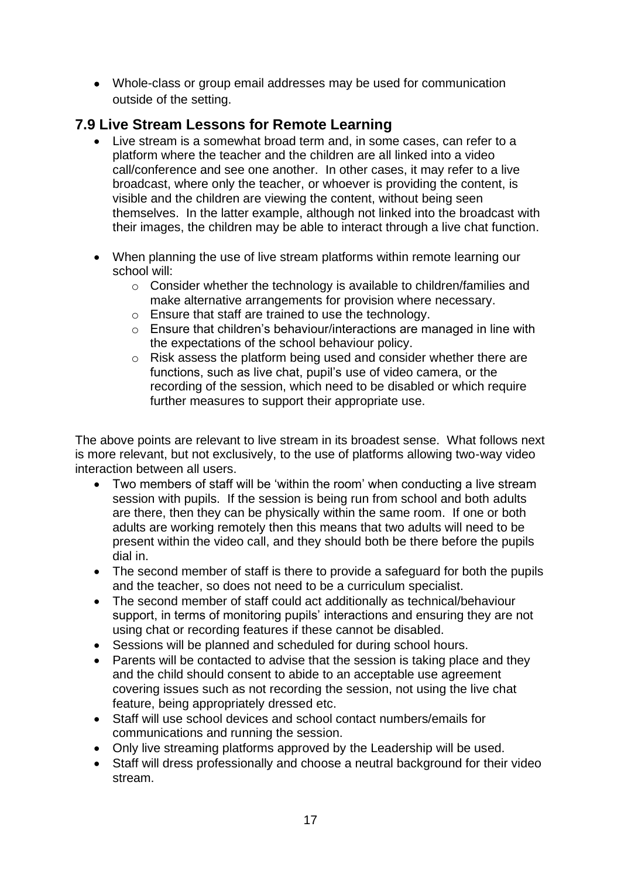- Whole-class or group email addresses may be used for communication outside of the setting.

## 7.9 Live Stream Lessons for Remote Learning

- Live stream is a somewhat broad term and, in some cases, can refer to a platform where the teacher and the children are all linked into a video call/conference and see one another. In other cases, it may refer to a live broadcast, where only the teacher, or whoever is providing the content, is visible and the children are viewing the content, without being seen themselves. In the latter example, although not linked into the broadcast with their images, the children may be able to interact through a live chat function.

- When planning the use of live stream platforms within remote learning our school will:
    - Consider whether the technology is available to children/families and make alternative arrangements for provision where necessary.
    - Ensure that staff are trained to use the technology.
    - Ensure that children's behaviour/interactions are managed in line with the expectations of the school behaviour policy.
    - Risk assess the platform being used and consider whether there are functions, such as live chat, pupil's use of video camera, or the recording of the session, which need to be disabled or which require further measures to support their appropriate use.

The above points are relevant to live stream in its broadest sense. What follows next is more relevant, but not exclusively, to the use of platforms allowing two-way video interaction between all users.

- Two members of staff will be 'within the room' when conducting a live stream session with pupils. If the session is being run from school and both adults are there, then they can be physically within the same room. If one or both adults are working remotely then this means that two adults will need to be present within the video call, and they should both be there before the pupils dial in.
- The second member of staff is there to provide a safeguard for both the pupils and the teacher, so does not need to be a curriculum specialist.
- The second member of staff could act additionally as technical/behaviour support, in terms of monitoring pupils' interactions and ensuring they are not using chat or recording features if these cannot be disabled.
- Sessions will be planned and scheduled for during school hours.
- Parents will be contacted to advise that the session is taking place and they and the child should consent to abide to an acceptable use agreement covering issues such as not recording the session, not using the live chat feature, being appropriately dressed etc.
- Staff will use school devices and school contact numbers/emails for communications and running the session.
- Only live streaming platforms approved by the Leadership will be used.
- Staff will dress professionally and choose a neutral background for their video stream.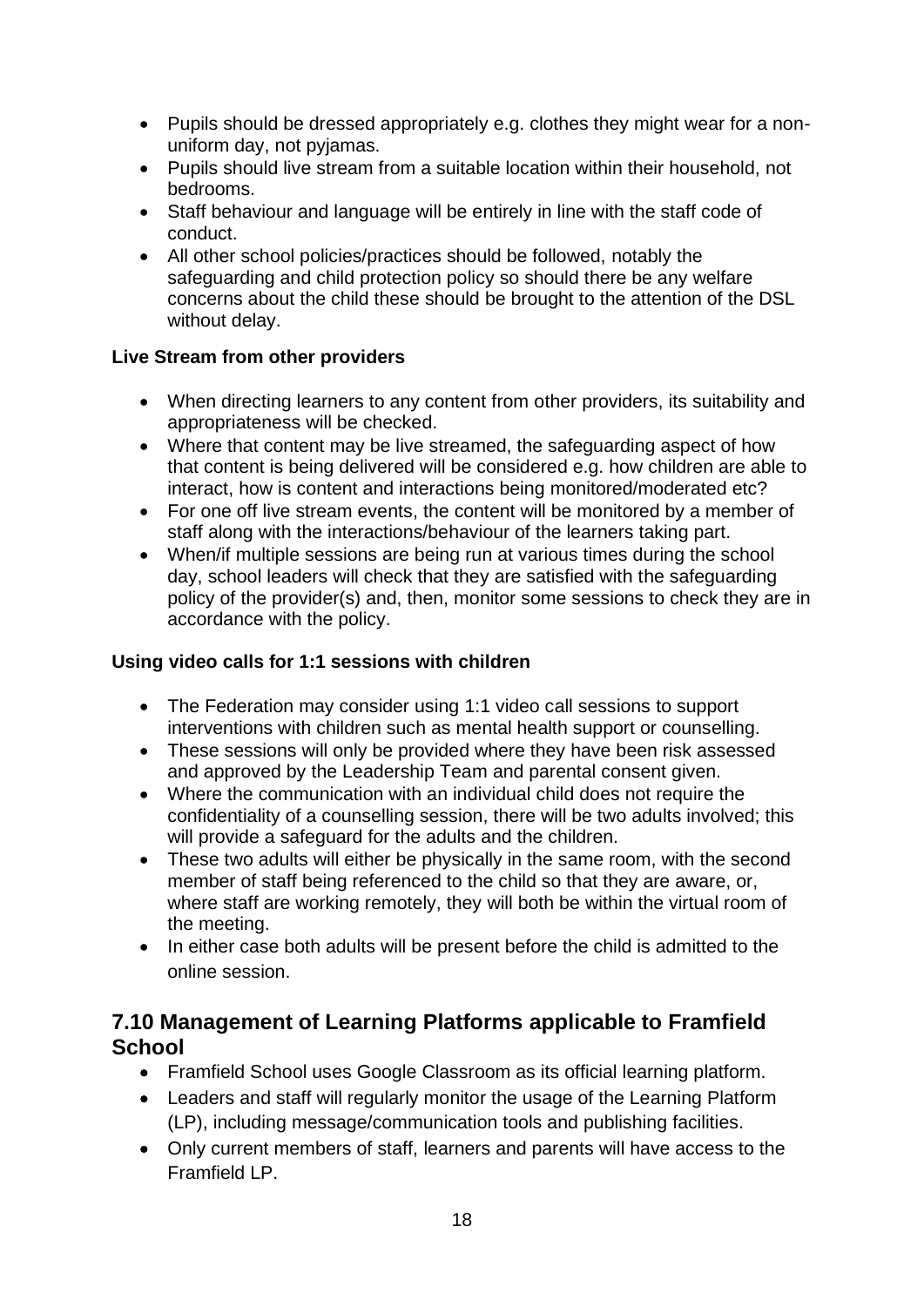- Pupils should be dressed appropriately e.g. clothes they might wear for a non-uniform day, not pyjamas.
- Pupils should live stream from a suitable location within their household, not bedrooms.
- Staff behaviour and language will be entirely in line with the staff code of conduct.
- All other school policies/practices should be followed, notably the safeguarding and child protection policy so should there be any welfare concerns about the child these should be brought to the attention of the DSL without delay.

**Live Stream from other providers**

- When directing learners to any content from other providers, its suitability and appropriateness will be checked.
- Where that content may be live streamed, the safeguarding aspect of how that content is being delivered will be considered e.g. how children are able to interact, how is content and interactions being monitored/moderated etc?
- For one off live stream events, the content will be monitored by a member of staff along with the interactions/behaviour of the learners taking part.
- When/if multiple sessions are being run at various times during the school day, school leaders will check that they are satisfied with the safeguarding policy of the provider(s) and, then, monitor some sessions to check they are in accordance with the policy.

**Using video calls for 1:1 sessions with children**

- The Federation may consider using 1:1 video call sessions to support interventions with children such as mental health support or counselling.
- These sessions will only be provided where they have been risk assessed and approved by the Leadership Team and parental consent given.
- Where the communication with an individual child does not require the confidentiality of a counselling session, there will be two adults involved; this will provide a safeguard for the adults and the children.
- These two adults will either be physically in the same room, with the second member of staff being referenced to the child so that they are aware, or, where staff are working remotely, they will both be within the virtual room of the meeting.
- In either case both adults will be present before the child is admitted to the online session.

## 7.10 Management of Learning Platforms applicable to Framfield School

- Framfield School uses Google Classroom as its official learning platform.
- Leaders and staff will regularly monitor the usage of the Learning Platform (LP), including message/communication tools and publishing facilities.
- Only current members of staff, learners and parents will have access to the Framfield LP.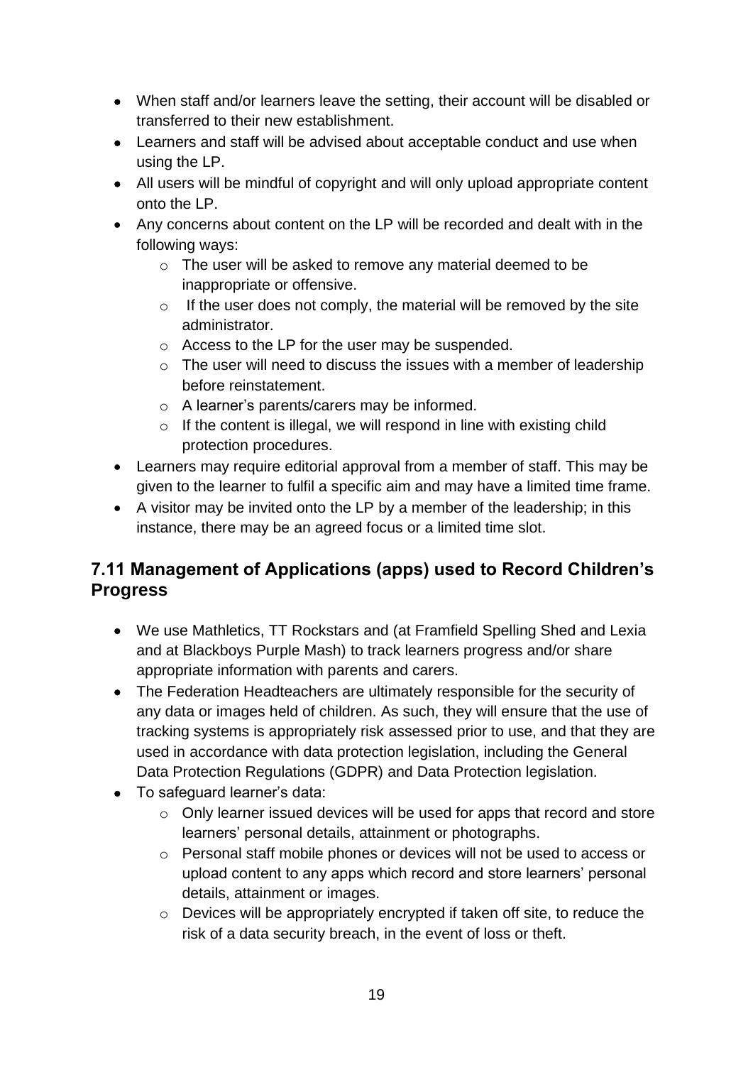- When staff and/or learners leave the setting, their account will be disabled or transferred to their new establishment.
- Learners and staff will be advised about acceptable conduct and use when using the LP.
- All users will be mindful of copyright and will only upload appropriate content onto the LP.
- Any concerns about content on the LP will be recorded and dealt with in the following ways:
    - The user will be asked to remove any material deemed to be inappropriate or offensive.
    - If the user does not comply, the material will be removed by the site administrator.
    - Access to the LP for the user may be suspended.
    - The user will need to discuss the issues with a member of leadership before reinstatement.
    - A learner's parents/carers may be informed.
    - If the content is illegal, we will respond in line with existing child protection procedures.
- Learners may require editorial approval from a member of staff. This may be given to the learner to fulfil a specific aim and may have a limited time frame.
- A visitor may be invited onto the LP by a member of the leadership; in this instance, there may be an agreed focus or a limited time slot.

## 7.11 Management of Applications (apps) used to Record Children's Progress

- We use Mathletics, TT Rockstars and (at Framfield Spelling Shed and Lexia and at Blackboys Purple Mash) to track learners progress and/or share appropriate information with parents and carers.
- The Federation Headteachers are ultimately responsible for the security of any data or images held of children. As such, they will ensure that the use of tracking systems is appropriately risk assessed prior to use, and that they are used in accordance with data protection legislation, including the General Data Protection Regulations (GDPR) and Data Protection legislation.
- To safeguard learner's data:
    - Only learner issued devices will be used for apps that record and store learners' personal details, attainment or photographs.
    - Personal staff mobile phones or devices will not be used to access or upload content to any apps which record and store learners' personal details, attainment or images.
    - Devices will be appropriately encrypted if taken off site, to reduce the risk of a data security breach, in the event of loss or theft.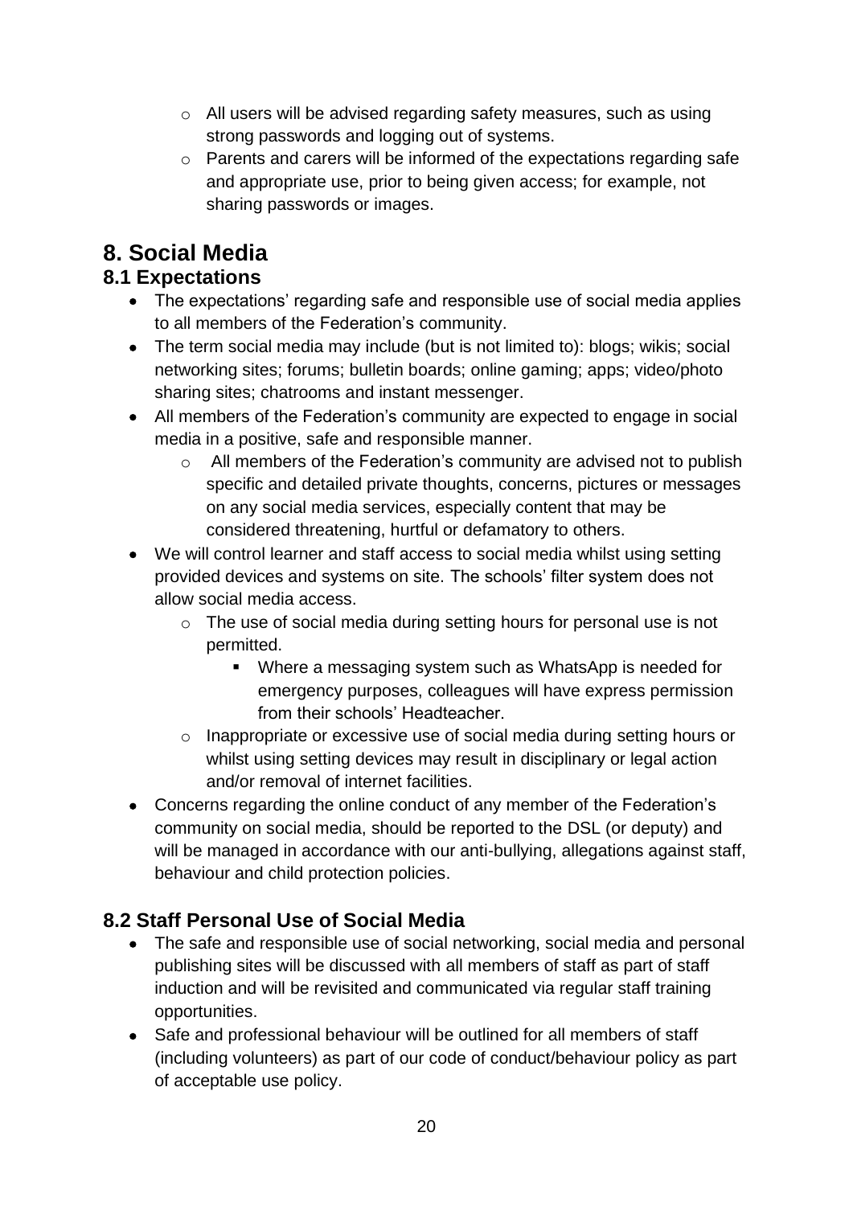- All users will be advised regarding safety measures, such as using strong passwords and logging out of systems.
    - Parents and carers will be informed of the expectations regarding safe and appropriate use, prior to being given access; for example, not sharing passwords or images.

# 8. Social Media

## 8.1 Expectations

- The expectations' regarding safe and responsible use of social media applies to all members of the Federation's community.
- The term social media may include (but is not limited to): blogs; wikis; social networking sites; forums; bulletin boards; online gaming; apps; video/photo sharing sites; chatrooms and instant messenger.
- All members of the Federation's community are expected to engage in social media in a positive, safe and responsible manner.
    - All members of the Federation's community are advised not to publish specific and detailed private thoughts, concerns, pictures or messages on any social media services, especially content that may be considered threatening, hurtful or defamatory to others.
- We will control learner and staff access to social media whilst using setting provided devices and systems on site. The schools' filter system does not allow social media access.
    - The use of social media during setting hours for personal use is not permitted.
        - Where a messaging system such as WhatsApp is needed for emergency purposes, colleagues will have express permission from their schools' Headteacher.
    - Inappropriate or excessive use of social media during setting hours or whilst using setting devices may result in disciplinary or legal action and/or removal of internet facilities.
- Concerns regarding the online conduct of any member of the Federation's community on social media, should be reported to the DSL (or deputy) and will be managed in accordance with our anti-bullying, allegations against staff, behaviour and child protection policies.

## 8.2 Staff Personal Use of Social Media

- The safe and responsible use of social networking, social media and personal publishing sites will be discussed with all members of staff as part of staff induction and will be revisited and communicated via regular staff training opportunities.
- Safe and professional behaviour will be outlined for all members of staff (including volunteers) as part of our code of conduct/behaviour policy as part of acceptable use policy.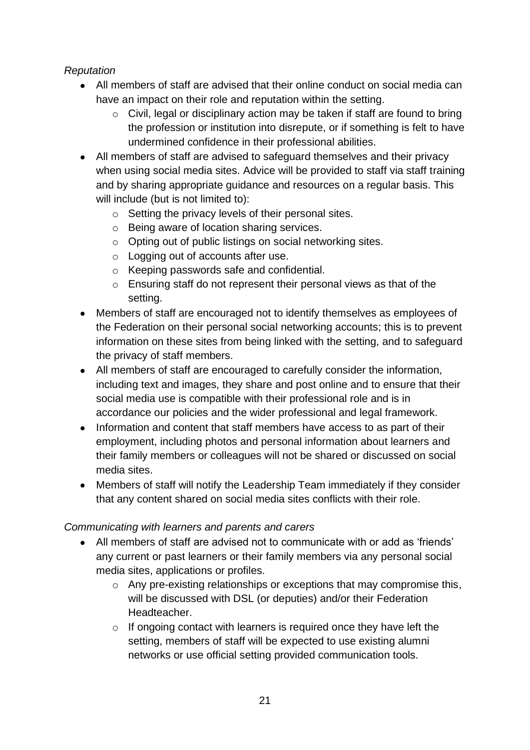*Reputation*

- All members of staff are advised that their online conduct on social media can have an impact on their role and reputation within the setting.
    - Civil, legal or disciplinary action may be taken if staff are found to bring the profession or institution into disrepute, or if something is felt to have undermined confidence in their professional abilities.
- All members of staff are advised to safeguard themselves and their privacy when using social media sites. Advice will be provided to staff via staff training and by sharing appropriate guidance and resources on a regular basis. This will include (but is not limited to):
    - Setting the privacy levels of their personal sites.
    - Being aware of location sharing services.
    - Opting out of public listings on social networking sites.
    - Logging out of accounts after use.
    - Keeping passwords safe and confidential.
    - Ensuring staff do not represent their personal views as that of the setting.
- Members of staff are encouraged not to identify themselves as employees of the Federation on their personal social networking accounts; this is to prevent information on these sites from being linked with the setting, and to safeguard the privacy of staff members.
- All members of staff are encouraged to carefully consider the information, including text and images, they share and post online and to ensure that their social media use is compatible with their professional role and is in accordance our policies and the wider professional and legal framework.
- Information and content that staff members have access to as part of their employment, including photos and personal information about learners and their family members or colleagues will not be shared or discussed on social media sites.
- Members of staff will notify the Leadership Team immediately if they consider that any content shared on social media sites conflicts with their role.

*Communicating with learners and parents and carers*

- All members of staff are advised not to communicate with or add as 'friends' any current or past learners or their family members via any personal social media sites, applications or profiles.
    - Any pre-existing relationships or exceptions that may compromise this, will be discussed with DSL (or deputies) and/or their Federation Headteacher.
    - If ongoing contact with learners is required once they have left the setting, members of staff will be expected to use existing alumni networks or use official setting provided communication tools.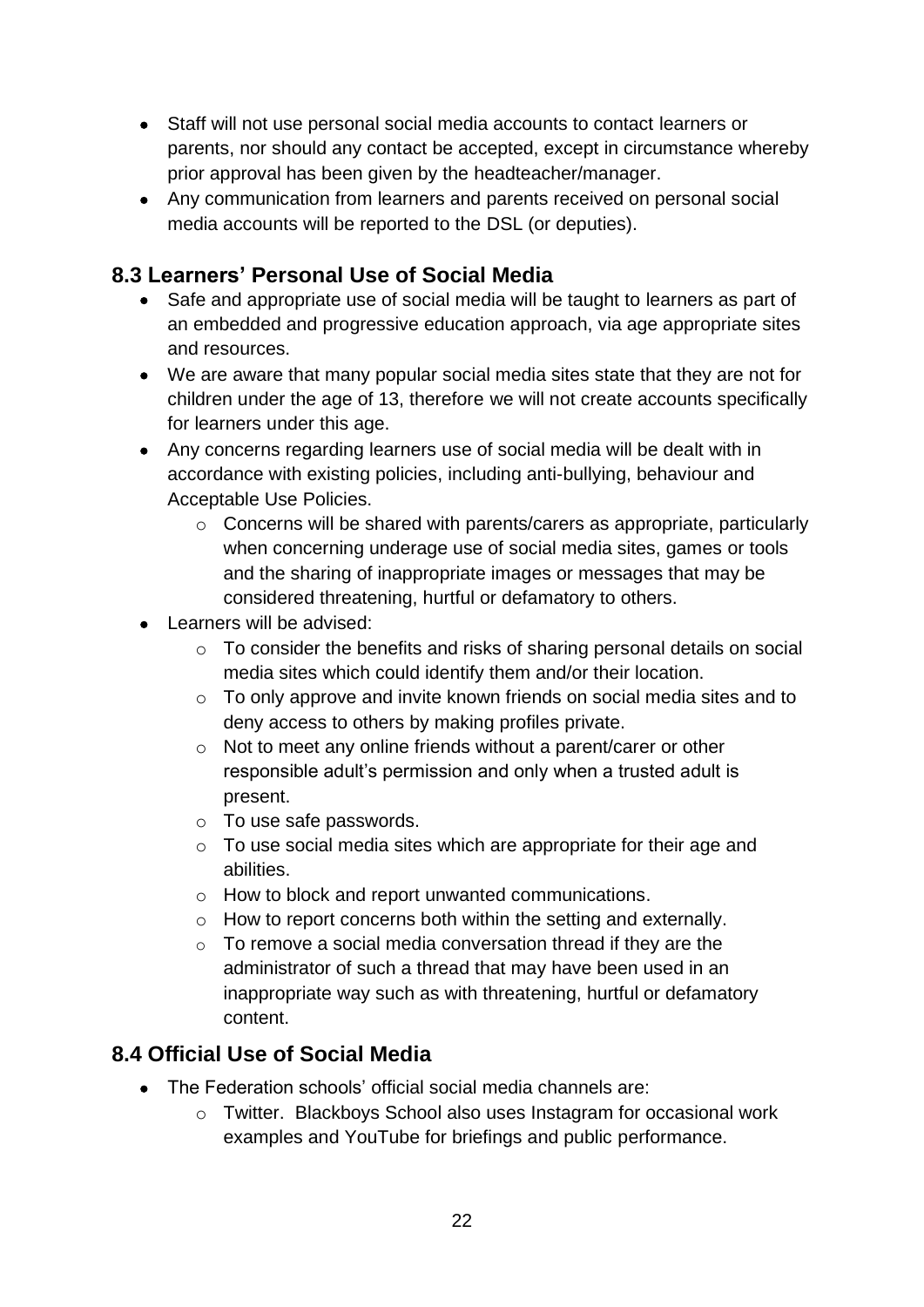- Staff will not use personal social media accounts to contact learners or parents, nor should any contact be accepted, except in circumstance whereby prior approval has been given by the headteacher/manager.
- Any communication from learners and parents received on personal social media accounts will be reported to the DSL (or deputies).

## 8.3 Learners' Personal Use of Social Media

- Safe and appropriate use of social media will be taught to learners as part of an embedded and progressive education approach, via age appropriate sites and resources.
- We are aware that many popular social media sites state that they are not for children under the age of 13, therefore we will not create accounts specifically for learners under this age.
- Any concerns regarding learners use of social media will be dealt with in accordance with existing policies, including anti-bullying, behaviour and Acceptable Use Policies.
    - Concerns will be shared with parents/carers as appropriate, particularly when concerning underage use of social media sites, games or tools and the sharing of inappropriate images or messages that may be considered threatening, hurtful or defamatory to others.
- Learners will be advised:
    - To consider the benefits and risks of sharing personal details on social media sites which could identify them and/or their location.
    - To only approve and invite known friends on social media sites and to deny access to others by making profiles private.
    - Not to meet any online friends without a parent/carer or other responsible adult's permission and only when a trusted adult is present.
    - To use safe passwords.
    - To use social media sites which are appropriate for their age and abilities.
    - How to block and report unwanted communications.
    - How to report concerns both within the setting and externally.
    - To remove a social media conversation thread if they are the administrator of such a thread that may have been used in an inappropriate way such as with threatening, hurtful or defamatory content.

## 8.4 Official Use of Social Media

- The Federation schools' official social media channels are:
    - Twitter. Blackboys School also uses Instagram for occasional work examples and YouTube for briefings and public performance.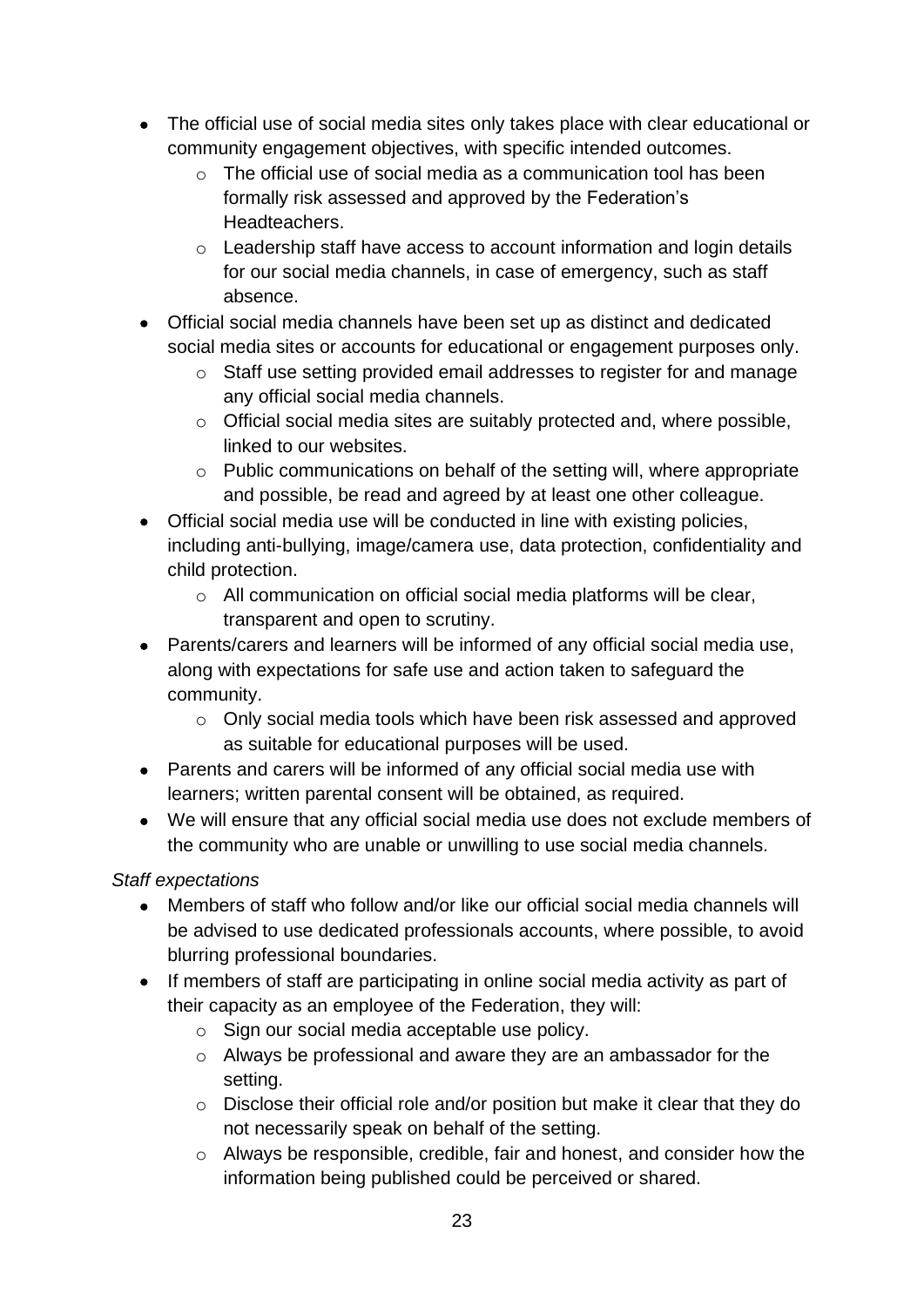- The official use of social media sites only takes place with clear educational or community engagement objectives, with specific intended outcomes.
    - The official use of social media as a communication tool has been formally risk assessed and approved by the Federation's Headteachers.
    - Leadership staff have access to account information and login details for our social media channels, in case of emergency, such as staff absence.
- Official social media channels have been set up as distinct and dedicated social media sites or accounts for educational or engagement purposes only.
    - Staff use setting provided email addresses to register for and manage any official social media channels.
    - Official social media sites are suitably protected and, where possible, linked to our websites.
    - Public communications on behalf of the setting will, where appropriate and possible, be read and agreed by at least one other colleague.
- Official social media use will be conducted in line with existing policies, including anti-bullying, image/camera use, data protection, confidentiality and child protection.
    - All communication on official social media platforms will be clear, transparent and open to scrutiny.
- Parents/carers and learners will be informed of any official social media use, along with expectations for safe use and action taken to safeguard the community.
    - Only social media tools which have been risk assessed and approved as suitable for educational purposes will be used.
- Parents and carers will be informed of any official social media use with learners; written parental consent will be obtained, as required.
- We will ensure that any official social media use does not exclude members of the community who are unable or unwilling to use social media channels.

*Staff expectations*

- Members of staff who follow and/or like our official social media channels will be advised to use dedicated professionals accounts, where possible, to avoid blurring professional boundaries.
- If members of staff are participating in online social media activity as part of their capacity as an employee of the Federation, they will:
    - Sign our social media acceptable use policy.
    - Always be professional and aware they are an ambassador for the setting.
    - Disclose their official role and/or position but make it clear that they do not necessarily speak on behalf of the setting.
    - Always be responsible, credible, fair and honest, and consider how the information being published could be perceived or shared.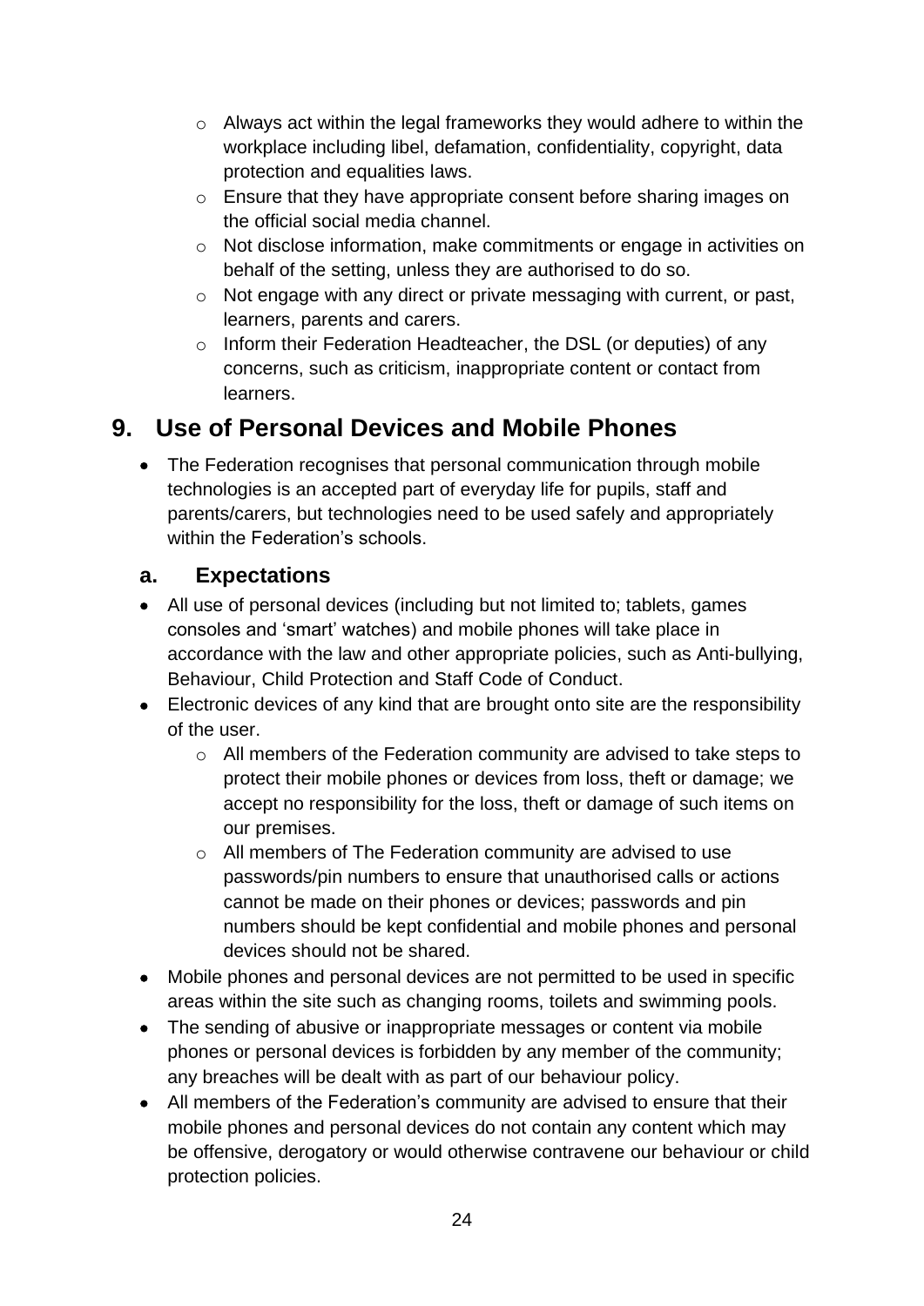- Always act within the legal frameworks they would adhere to within the workplace including libel, defamation, confidentiality, copyright, data protection and equalities laws.
  - Ensure that they have appropriate consent before sharing images on the official social media channel.
  - Not disclose information, make commitments or engage in activities on behalf of the setting, unless they are authorised to do so.
  - Not engage with any direct or private messaging with current, or past, learners, parents and carers.
  - Inform their Federation Headteacher, the DSL (or deputies) of any concerns, such as criticism, inappropriate content or contact from learners.

## 9. Use of Personal Devices and Mobile Phones

- The Federation recognises that personal communication through mobile technologies is an accepted part of everyday life for pupils, staff and parents/carers, but technologies need to be used safely and appropriately within the Federation's schools.

### a. Expectations

- All use of personal devices (including but not limited to; tablets, games consoles and 'smart' watches) and mobile phones will take place in accordance with the law and other appropriate policies, such as Anti-bullying, Behaviour, Child Protection and Staff Code of Conduct.
- Electronic devices of any kind that are brought onto site are the responsibility of the user.
  - All members of the Federation community are advised to take steps to protect their mobile phones or devices from loss, theft or damage; we accept no responsibility for the loss, theft or damage of such items on our premises.
  - All members of The Federation community are advised to use passwords/pin numbers to ensure that unauthorised calls or actions cannot be made on their phones or devices; passwords and pin numbers should be kept confidential and mobile phones and personal devices should not be shared.
- Mobile phones and personal devices are not permitted to be used in specific areas within the site such as changing rooms, toilets and swimming pools.
- The sending of abusive or inappropriate messages or content via mobile phones or personal devices is forbidden by any member of the community; any breaches will be dealt with as part of our behaviour policy.
- All members of the Federation's community are advised to ensure that their mobile phones and personal devices do not contain any content which may be offensive, derogatory or would otherwise contravene our behaviour or child protection policies.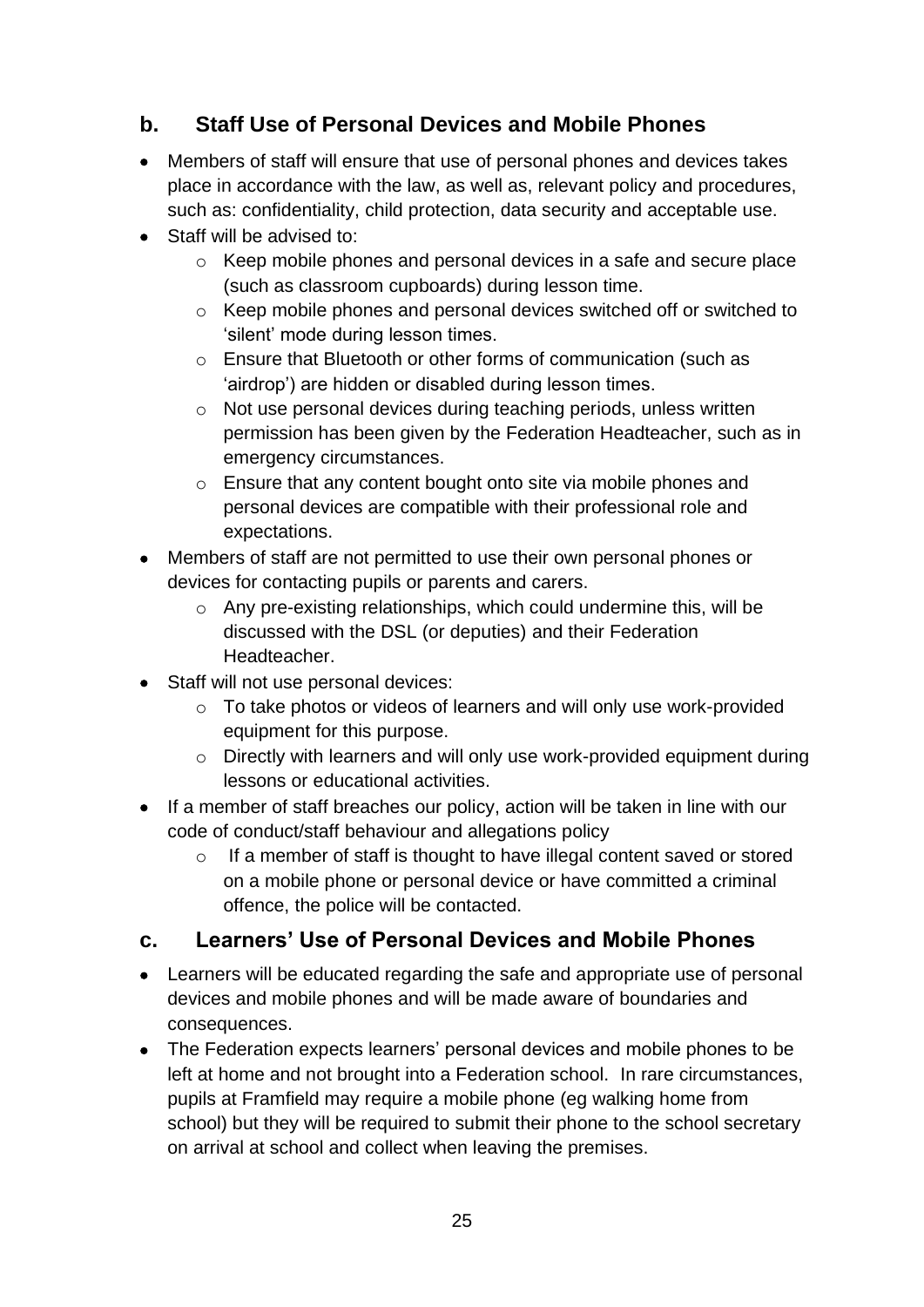## b. Staff Use of Personal Devices and Mobile Phones

- Members of staff will ensure that use of personal phones and devices takes place in accordance with the law, as well as, relevant policy and procedures, such as: confidentiality, child protection, data security and acceptable use.
- Staff will be advised to:
  - Keep mobile phones and personal devices in a safe and secure place (such as classroom cupboards) during lesson time.
  - Keep mobile phones and personal devices switched off or switched to 'silent' mode during lesson times.
  - Ensure that Bluetooth or other forms of communication (such as 'airdrop') are hidden or disabled during lesson times.
  - Not use personal devices during teaching periods, unless written permission has been given by the Federation Headteacher, such as in emergency circumstances.
  - Ensure that any content bought onto site via mobile phones and personal devices are compatible with their professional role and expectations.
- Members of staff are not permitted to use their own personal phones or devices for contacting pupils or parents and carers.
  - Any pre-existing relationships, which could undermine this, will be discussed with the DSL (or deputies) and their Federation Headteacher.
- Staff will not use personal devices:
  - To take photos or videos of learners and will only use work-provided equipment for this purpose.
  - Directly with learners and will only use work-provided equipment during lessons or educational activities.
- If a member of staff breaches our policy, action will be taken in line with our code of conduct/staff behaviour and allegations policy
  - If a member of staff is thought to have illegal content saved or stored on a mobile phone or personal device or have committed a criminal offence, the police will be contacted.

## c. Learners' Use of Personal Devices and Mobile Phones

- Learners will be educated regarding the safe and appropriate use of personal devices and mobile phones and will be made aware of boundaries and consequences.
- The Federation expects learners' personal devices and mobile phones to be left at home and not brought into a Federation school. In rare circumstances, pupils at Framfield may require a mobile phone (eg walking home from school) but they will be required to submit their phone to the school secretary on arrival at school and collect when leaving the premises.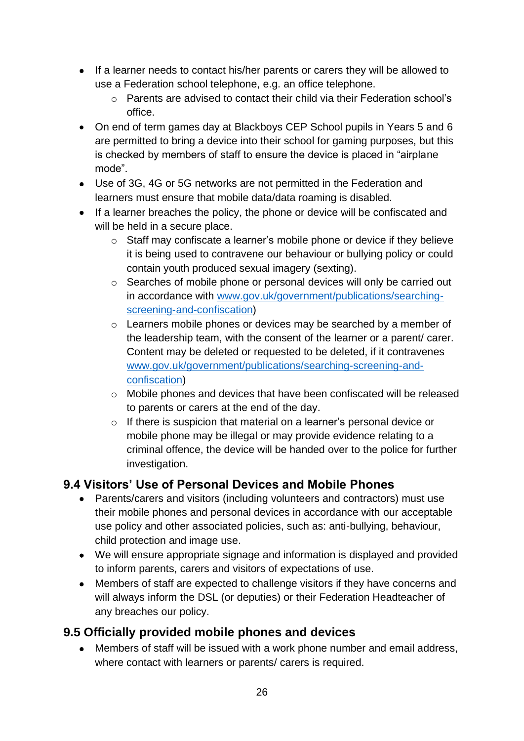- If a learner needs to contact his/her parents or carers they will be allowed to use a Federation school telephone, e.g. an office telephone.
    - Parents are advised to contact their child via their Federation school's office.
- On end of term games day at Blackboys CEP School pupils in Years 5 and 6 are permitted to bring a device into their school for gaming purposes, but this is checked by members of staff to ensure the device is placed in "airplane mode".
- Use of 3G, 4G or 5G networks are not permitted in the Federation and learners must ensure that mobile data/data roaming is disabled.
- If a learner breaches the policy, the phone or device will be confiscated and will be held in a secure place.
    - Staff may confiscate a learner's mobile phone or device if they believe it is being used to contravene our behaviour or bullying policy or could contain youth produced sexual imagery (sexting).
    - Searches of mobile phone or personal devices will only be carried out in accordance with [www.gov.uk/government/publications/searching-screening-and-confiscation](www.gov.uk/government/publications/searching-screening-and-confiscation))
    - Learners mobile phones or devices may be searched by a member of the leadership team, with the consent of the learner or a parent/ carer. Content may be deleted or requested to be deleted, if it contravenes [www.gov.uk/government/publications/searching-screening-and-confiscation](www.gov.uk/government/publications/searching-screening-and-confiscation))
    - Mobile phones and devices that have been confiscated will be released to parents or carers at the end of the day.
    - If there is suspicion that material on a learner's personal device or mobile phone may be illegal or may provide evidence relating to a criminal offence, the device will be handed over to the police for further investigation.

## 9.4 Visitors' Use of Personal Devices and Mobile Phones

- Parents/carers and visitors (including volunteers and contractors) must use their mobile phones and personal devices in accordance with our acceptable use policy and other associated policies, such as: anti-bullying, behaviour, child protection and image use.
- We will ensure appropriate signage and information is displayed and provided to inform parents, carers and visitors of expectations of use.
- Members of staff are expected to challenge visitors if they have concerns and will always inform the DSL (or deputies) or their Federation Headteacher of any breaches our policy.

## 9.5 Officially provided mobile phones and devices

- Members of staff will be issued with a work phone number and email address, where contact with learners or parents/ carers is required.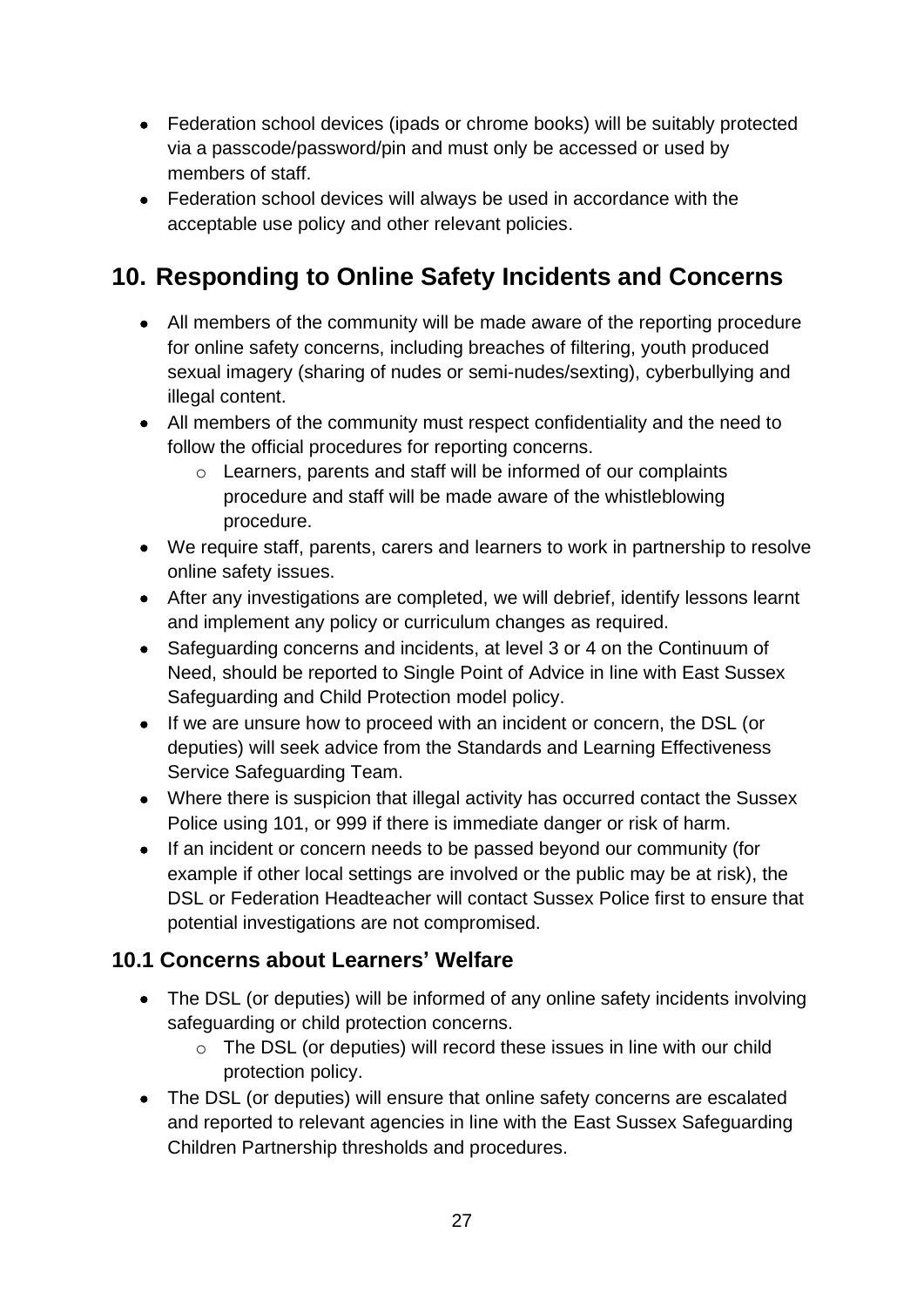- Federation school devices (ipads or chrome books) will be suitably protected via a passcode/password/pin and must only be accessed or used by members of staff.
- Federation school devices will always be used in accordance with the acceptable use policy and other relevant policies.

## 10. Responding to Online Safety Incidents and Concerns

- All members of the community will be made aware of the reporting procedure for online safety concerns, including breaches of filtering, youth produced sexual imagery (sharing of nudes or semi-nudes/sexting), cyberbullying and illegal content.
- All members of the community must respect confidentiality and the need to follow the official procedures for reporting concerns.
  - Learners, parents and staff will be informed of our complaints procedure and staff will be made aware of the whistleblowing procedure.
- We require staff, parents, carers and learners to work in partnership to resolve online safety issues.
- After any investigations are completed, we will debrief, identify lessons learnt and implement any policy or curriculum changes as required.
- Safeguarding concerns and incidents, at level 3 or 4 on the Continuum of Need, should be reported to Single Point of Advice in line with East Sussex Safeguarding and Child Protection model policy.
- If we are unsure how to proceed with an incident or concern, the DSL (or deputies) will seek advice from the Standards and Learning Effectiveness Service Safeguarding Team.
- Where there is suspicion that illegal activity has occurred contact the Sussex Police using 101, or 999 if there is immediate danger or risk of harm.
- If an incident or concern needs to be passed beyond our community (for example if other local settings are involved or the public may be at risk), the DSL or Federation Headteacher will contact Sussex Police first to ensure that potential investigations are not compromised.

### 10.1 Concerns about Learners' Welfare

- The DSL (or deputies) will be informed of any online safety incidents involving safeguarding or child protection concerns.
  - The DSL (or deputies) will record these issues in line with our child protection policy.
- The DSL (or deputies) will ensure that online safety concerns are escalated and reported to relevant agencies in line with the East Sussex Safeguarding Children Partnership thresholds and procedures.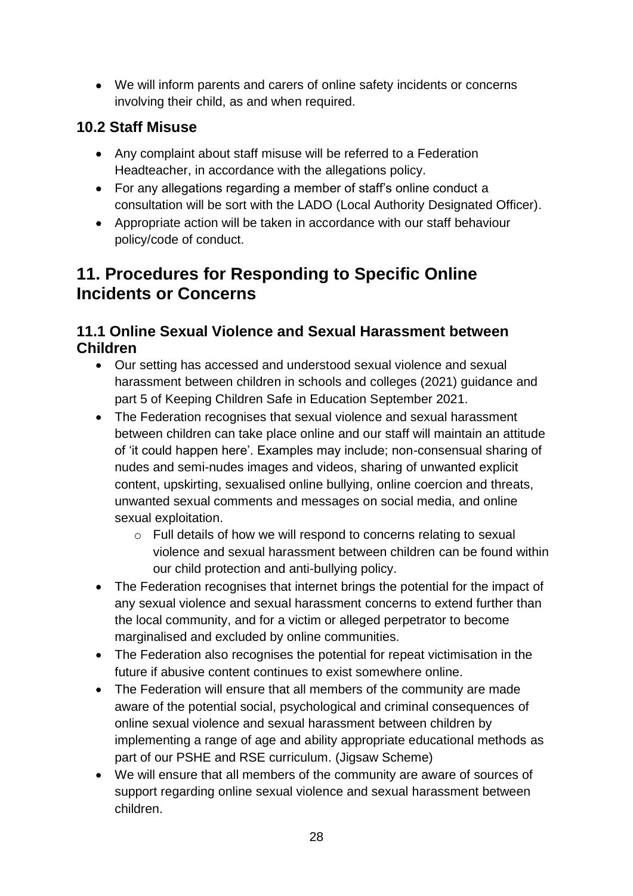- We will inform parents and carers of online safety incidents or concerns involving their child, as and when required.

### 10.2 Staff Misuse

- Any complaint about staff misuse will be referred to a Federation Headteacher, in accordance with the allegations policy.
- For any allegations regarding a member of staff's online conduct a consultation will be sort with the LADO (Local Authority Designated Officer).
- Appropriate action will be taken in accordance with our staff behaviour policy/code of conduct.

## 11. Procedures for Responding to Specific Online Incidents or Concerns

### 11.1 Online Sexual Violence and Sexual Harassment between Children

- Our setting has accessed and understood sexual violence and sexual harassment between children in schools and colleges (2021) guidance and part 5 of Keeping Children Safe in Education September 2021.
- The Federation recognises that sexual violence and sexual harassment between children can take place online and our staff will maintain an attitude of 'it could happen here'. Examples may include; non-consensual sharing of nudes and semi-nudes images and videos, sharing of unwanted explicit content, upskirting, sexualised online bullying, online coercion and threats, unwanted sexual comments and messages on social media, and online sexual exploitation.
    - Full details of how we will respond to concerns relating to sexual violence and sexual harassment between children can be found within our child protection and anti-bullying policy.
- The Federation recognises that internet brings the potential for the impact of any sexual violence and sexual harassment concerns to extend further than the local community, and for a victim or alleged perpetrator to become marginalised and excluded by online communities.
- The Federation also recognises the potential for repeat victimisation in the future if abusive content continues to exist somewhere online.
- The Federation will ensure that all members of the community are made aware of the potential social, psychological and criminal consequences of online sexual violence and sexual harassment between children by implementing a range of age and ability appropriate educational methods as part of our PSHE and RSE curriculum. (Jigsaw Scheme)
- We will ensure that all members of the community are aware of sources of support regarding online sexual violence and sexual harassment between children.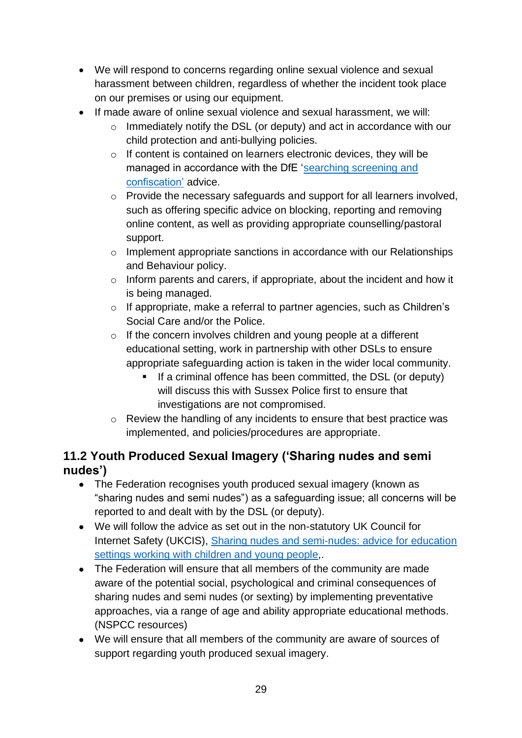- We will respond to concerns regarding online sexual violence and sexual harassment between children, regardless of whether the incident took place on our premises or using our equipment.
- If made aware of online sexual violence and sexual harassment, we will:
    - Immediately notify the DSL (or deputy) and act in accordance with our child protection and anti-bullying policies.
    - If content is contained on learners electronic devices, they will be managed in accordance with the DfE '[searching screening and confiscation'](#) advice.
    - Provide the necessary safeguards and support for all learners involved, such as offering specific advice on blocking, reporting and removing online content, as well as providing appropriate counselling/pastoral support.
    - Implement appropriate sanctions in accordance with our Relationships and Behaviour policy.
    - Inform parents and carers, if appropriate, about the incident and how it is being managed.
    - If appropriate, make a referral to partner agencies, such as Children's Social Care and/or the Police.
    - If the concern involves children and young people at a different educational setting, work in partnership with other DSLs to ensure appropriate safeguarding action is taken in the wider local community.
        - If a criminal offence has been committed, the DSL (or deputy) will discuss this with Sussex Police first to ensure that investigations are not compromised.
    - Review the handling of any incidents to ensure that best practice was implemented, and policies/procedures are appropriate.

### 11.2 Youth Produced Sexual Imagery ('Sharing nudes and semi nudes')

- The Federation recognises youth produced sexual imagery (known as "sharing nudes and semi nudes") as a safeguarding issue; all concerns will be reported to and dealt with by the DSL (or deputy).
- We will follow the advice as set out in the non-statutory UK Council for Internet Safety (UKCIS), [Sharing nudes and semi-nudes: advice for education settings working with children and young people](#),.
- The Federation will ensure that all members of the community are made aware of the potential social, psychological and criminal consequences of sharing nudes and semi nudes (or sexting) by implementing preventative approaches, via a range of age and ability appropriate educational methods. (NSPCC resources)
- We will ensure that all members of the community are aware of sources of support regarding youth produced sexual imagery.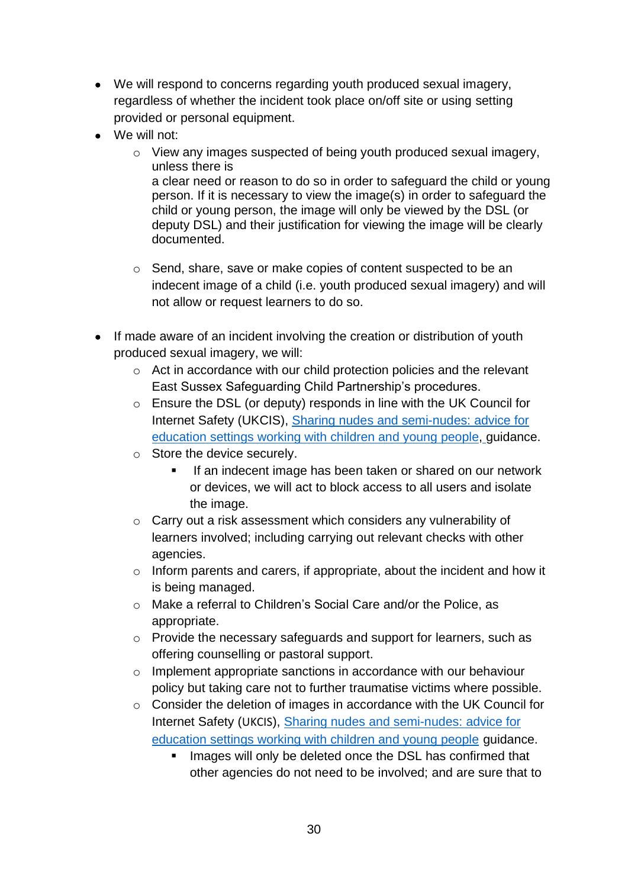- We will respond to concerns regarding youth produced sexual imagery, regardless of whether the incident took place on/off site or using setting provided or personal equipment.
- We will not:
  - View any images suspected of being youth produced sexual imagery, unless there is a clear need or reason to do so in order to safeguard the child or young person. If it is necessary to view the image(s) in order to safeguard the child or young person, the image will only be viewed by the DSL (or deputy DSL) and their justification for viewing the image will be clearly documented.
  - Send, share, save or make copies of content suspected to be an indecent image of a child (i.e. youth produced sexual imagery) and will not allow or request learners to do so.
- If made aware of an incident involving the creation or distribution of youth produced sexual imagery, we will:
  - Act in accordance with our child protection policies and the relevant East Sussex Safeguarding Child Partnership's procedures.
  - Ensure the DSL (or deputy) responds in line with the UK Council for Internet Safety (UKCIS), [Sharing nudes and semi-nudes: advice for education settings working with children and young people](), guidance.
  - Store the device securely.
    - If an indecent image has been taken or shared on our network or devices, we will act to block access to all users and isolate the image.
  - Carry out a risk assessment which considers any vulnerability of learners involved; including carrying out relevant checks with other agencies.
  - Inform parents and carers, if appropriate, about the incident and how it is being managed.
  - Make a referral to Children's Social Care and/or the Police, as appropriate.
  - Provide the necessary safeguards and support for learners, such as offering counselling or pastoral support.
  - Implement appropriate sanctions in accordance with our behaviour policy but taking care not to further traumatise victims where possible.
  - Consider the deletion of images in accordance with the UK Council for Internet Safety (UKCIS), [Sharing nudes and semi-nudes: advice for education settings working with children and young people]() guidance.
    - Images will only be deleted once the DSL has confirmed that other agencies do not need to be involved; and are sure that to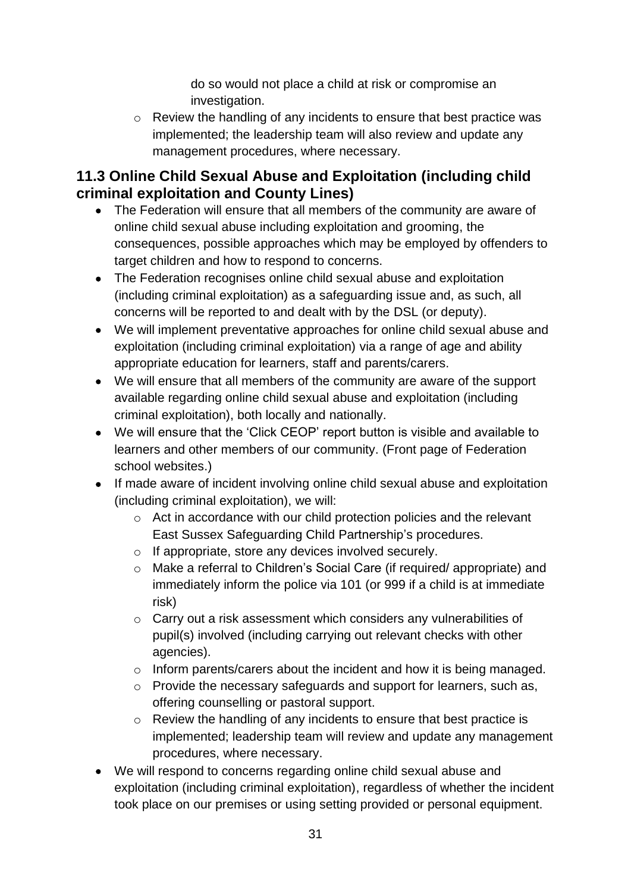do so would not place a child at risk or compromise an investigation.

- Review the handling of any incidents to ensure that best practice was implemented; the leadership team will also review and update any management procedures, where necessary.

## 11.3 Online Child Sexual Abuse and Exploitation (including child criminal exploitation and County Lines)

- The Federation will ensure that all members of the community are aware of online child sexual abuse including exploitation and grooming, the consequences, possible approaches which may be employed by offenders to target children and how to respond to concerns.
- The Federation recognises online child sexual abuse and exploitation (including criminal exploitation) as a safeguarding issue and, as such, all concerns will be reported to and dealt with by the DSL (or deputy).
- We will implement preventative approaches for online child sexual abuse and exploitation (including criminal exploitation) via a range of age and ability appropriate education for learners, staff and parents/carers.
- We will ensure that all members of the community are aware of the support available regarding online child sexual abuse and exploitation (including criminal exploitation), both locally and nationally.
- We will ensure that the 'Click CEOP' report button is visible and available to learners and other members of our community. (Front page of Federation school websites.)
- If made aware of incident involving online child sexual abuse and exploitation (including criminal exploitation), we will:
    - Act in accordance with our child protection policies and the relevant East Sussex Safeguarding Child Partnership's procedures.
    - If appropriate, store any devices involved securely.
    - Make a referral to Children's Social Care (if required/ appropriate) and immediately inform the police via 101 (or 999 if a child is at immediate risk)
    - Carry out a risk assessment which considers any vulnerabilities of pupil(s) involved (including carrying out relevant checks with other agencies).
    - Inform parents/carers about the incident and how it is being managed.
    - Provide the necessary safeguards and support for learners, such as, offering counselling or pastoral support.
    - Review the handling of any incidents to ensure that best practice is implemented; leadership team will review and update any management procedures, where necessary.
- We will respond to concerns regarding online child sexual abuse and exploitation (including criminal exploitation), regardless of whether the incident took place on our premises or using setting provided or personal equipment.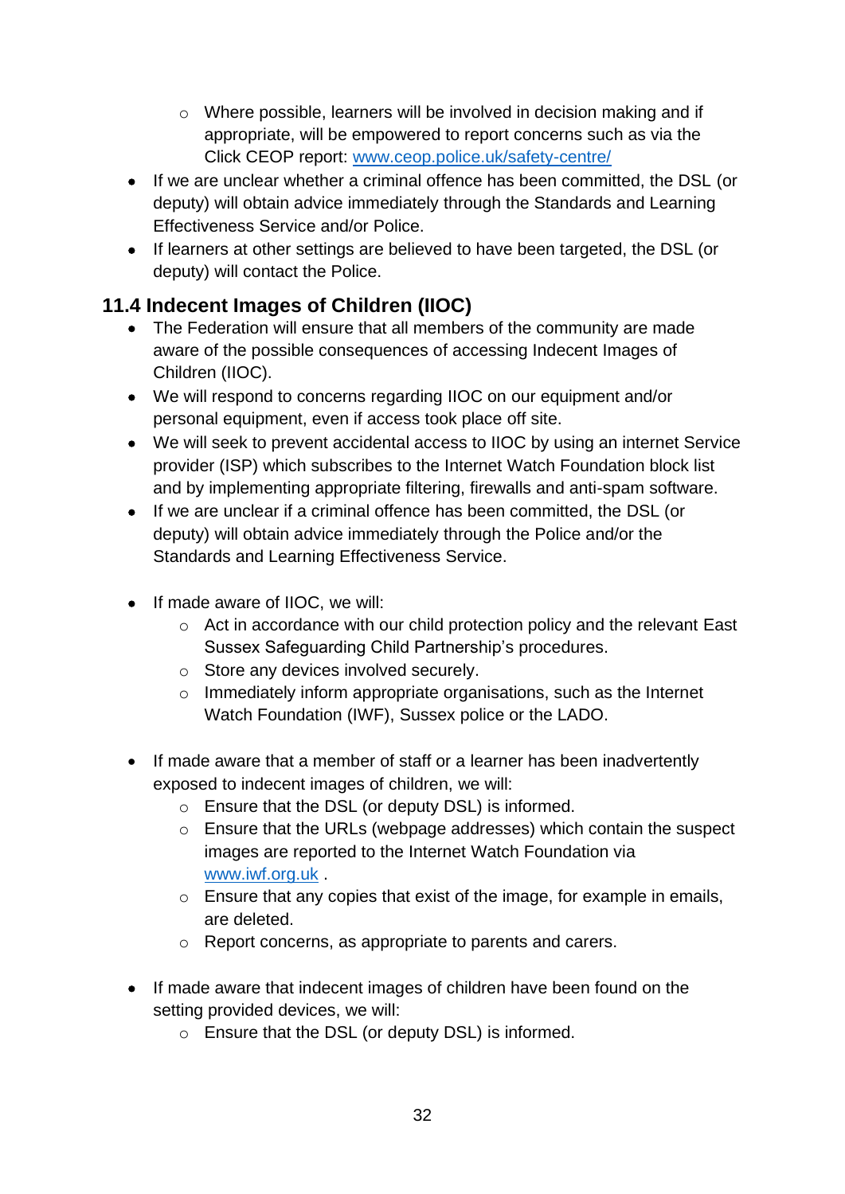- Where possible, learners will be involved in decision making and if appropriate, will be empowered to report concerns such as via the Click CEOP report: [www.ceop.police.uk/safety-centre/](http://www.ceop.police.uk/safety-centre/)
- If we are unclear whether a criminal offence has been committed, the DSL (or deputy) will obtain advice immediately through the Standards and Learning Effectiveness Service and/or Police.
- If learners at other settings are believed to have been targeted, the DSL (or deputy) will contact the Police.

### 11.4 Indecent Images of Children (IIOC)

- The Federation will ensure that all members of the community are made aware of the possible consequences of accessing Indecent Images of Children (IIOC).
- We will respond to concerns regarding IIOC on our equipment and/or personal equipment, even if access took place off site.
- We will seek to prevent accidental access to IIOC by using an internet Service provider (ISP) which subscribes to the Internet Watch Foundation block list and by implementing appropriate filtering, firewalls and anti-spam software.
- If we are unclear if a criminal offence has been committed, the DSL (or deputy) will obtain advice immediately through the Police and/or the Standards and Learning Effectiveness Service.

- If made aware of IIOC, we will:
    - Act in accordance with our child protection policy and the relevant East Sussex Safeguarding Child Partnership's procedures.
    - Store any devices involved securely.
    - Immediately inform appropriate organisations, such as the Internet Watch Foundation (IWF), Sussex police or the LADO.

- If made aware that a member of staff or a learner has been inadvertently exposed to indecent images of children, we will:
    - Ensure that the DSL (or deputy DSL) is informed.
    - Ensure that the URLs (webpage addresses) which contain the suspect images are reported to the Internet Watch Foundation via [www.iwf.org.uk](http://www.iwf.org.uk) .
    - Ensure that any copies that exist of the image, for example in emails, are deleted.
    - Report concerns, as appropriate to parents and carers.

- If made aware that indecent images of children have been found on the setting provided devices, we will:
    - Ensure that the DSL (or deputy DSL) is informed.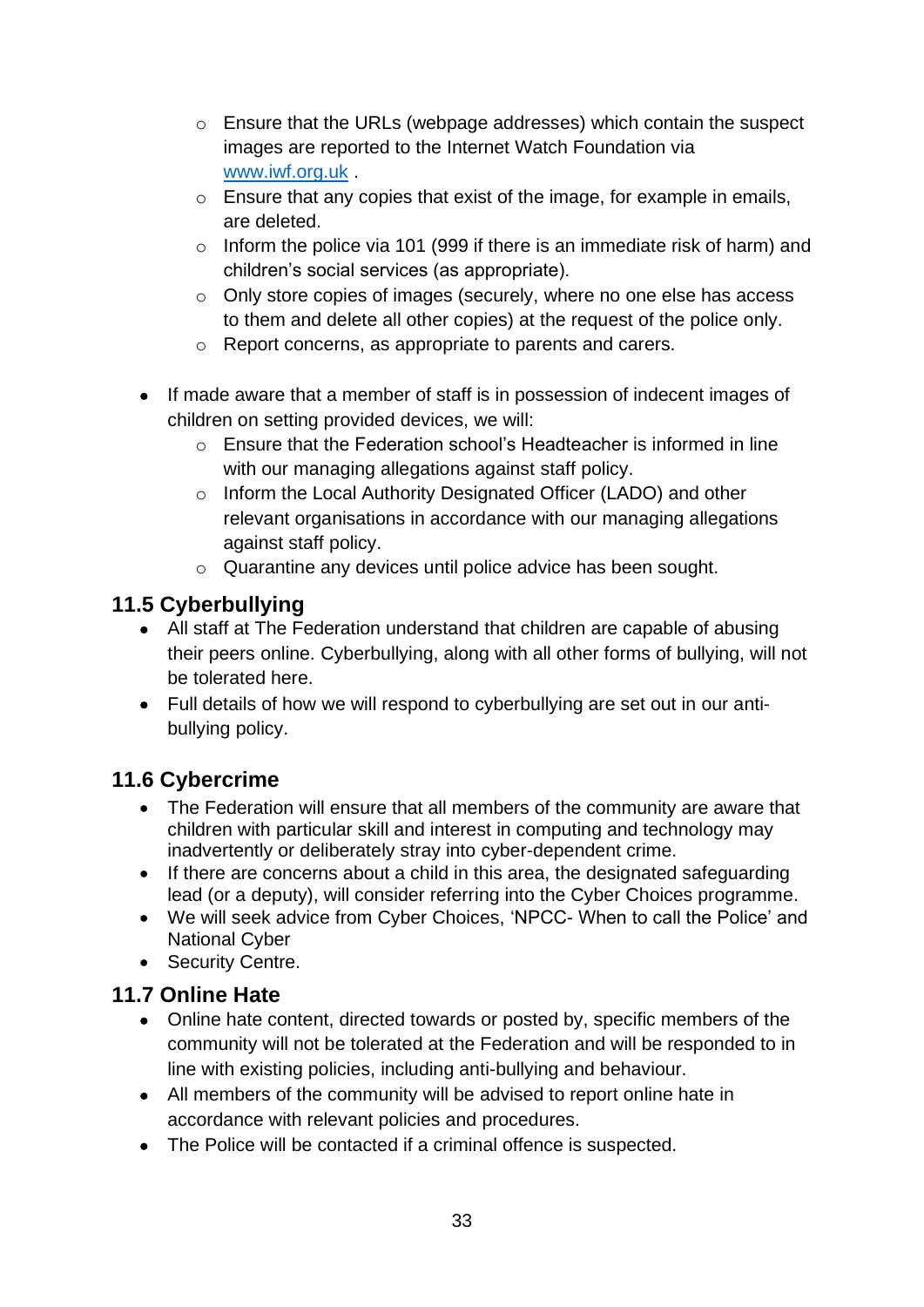- Ensure that the URLs (webpage addresses) which contain the suspect images are reported to the Internet Watch Foundation via [www.iwf.org.uk](http://www.iwf.org.uk) .
    - Ensure that any copies that exist of the image, for example in emails, are deleted.
    - Inform the police via 101 (999 if there is an immediate risk of harm) and children's social services (as appropriate).
    - Only store copies of images (securely, where no one else has access to them and delete all other copies) at the request of the police only.
    - Report concerns, as appropriate to parents and carers.

- If made aware that a member of staff is in possession of indecent images of children on setting provided devices, we will:
    - Ensure that the Federation school's Headteacher is informed in line with our managing allegations against staff policy.
    - Inform the Local Authority Designated Officer (LADO) and other relevant organisations in accordance with our managing allegations against staff policy.
    - Quarantine any devices until police advice has been sought.

## 11.5 Cyberbullying

- All staff at The Federation understand that children are capable of abusing their peers online. Cyberbullying, along with all other forms of bullying, will not be tolerated here.
- Full details of how we will respond to cyberbullying are set out in our anti-bullying policy.

## 11.6 Cybercrime

- The Federation will ensure that all members of the community are aware that children with particular skill and interest in computing and technology may inadvertently or deliberately stray into cyber-dependent crime.
- If there are concerns about a child in this area, the designated safeguarding lead (or a deputy), will consider referring into the Cyber Choices programme.
- We will seek advice from Cyber Choices, 'NPCC- When to call the Police' and National Cyber
- Security Centre.

## 11.7 Online Hate

- Online hate content, directed towards or posted by, specific members of the community will not be tolerated at the Federation and will be responded to in line with existing policies, including anti-bullying and behaviour.
- All members of the community will be advised to report online hate in accordance with relevant policies and procedures.
- The Police will be contacted if a criminal offence is suspected.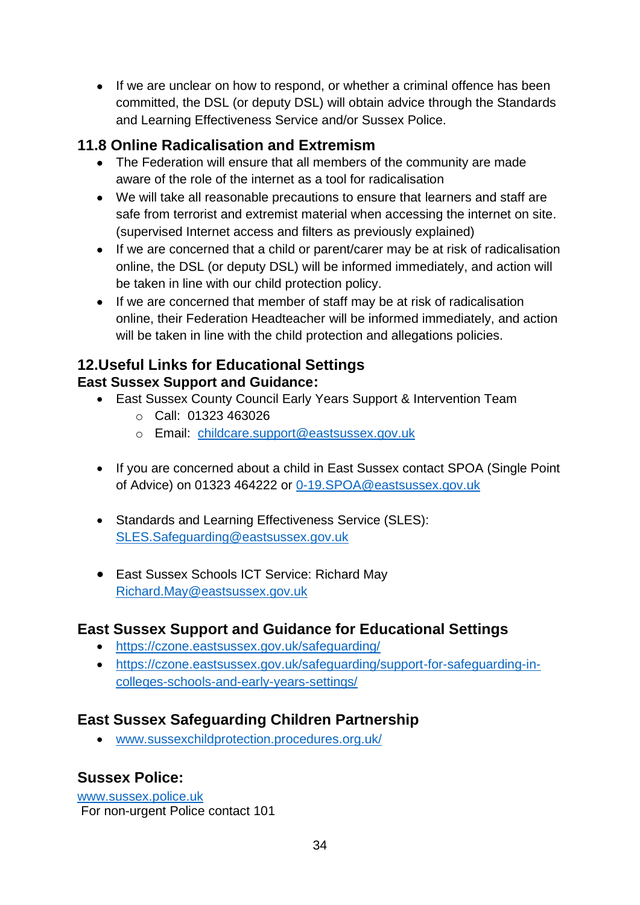- If we are unclear on how to respond, or whether a criminal offence has been committed, the DSL (or deputy DSL) will obtain advice through the Standards and Learning Effectiveness Service and/or Sussex Police.

### 11.8 Online Radicalisation and Extremism

- The Federation will ensure that all members of the community are made aware of the role of the internet as a tool for radicalisation
- We will take all reasonable precautions to ensure that learners and staff are safe from terrorist and extremist material when accessing the internet on site. (supervised Internet access and filters as previously explained)
- If we are concerned that a child or parent/carer may be at risk of radicalisation online, the DSL (or deputy DSL) will be informed immediately, and action will be taken in line with our child protection policy.
- If we are concerned that member of staff may be at risk of radicalisation online, their Federation Headteacher will be informed immediately, and action will be taken in line with the child protection and allegations policies.

## 12.Useful Links for Educational Settings

### East Sussex Support and Guidance:

- East Sussex County Council Early Years Support & Intervention Team
  - Call: 01323 463026
  - Email: childcare.support@eastsussex.gov.uk

- If you are concerned about a child in East Sussex contact SPOA (Single Point of Advice) on 01323 464222 or 0-19.SPOA@eastsussex.gov.uk

- Standards and Learning Effectiveness Service (SLES): SLES.Safeguarding@eastsussex.gov.uk

- East Sussex Schools ICT Service: Richard May Richard.May@eastsussex.gov.uk

### East Sussex Support and Guidance for Educational Settings

- https://czone.eastsussex.gov.uk/safeguarding/
- https://czone.eastsussex.gov.uk/safeguarding/support-for-safeguarding-in-colleges-schools-and-early-years-settings/

### East Sussex Safeguarding Children Partnership

- www.sussexchildprotection.procedures.org.uk/

### Sussex Police:

www.sussex.police.uk
For non-urgent Police contact 101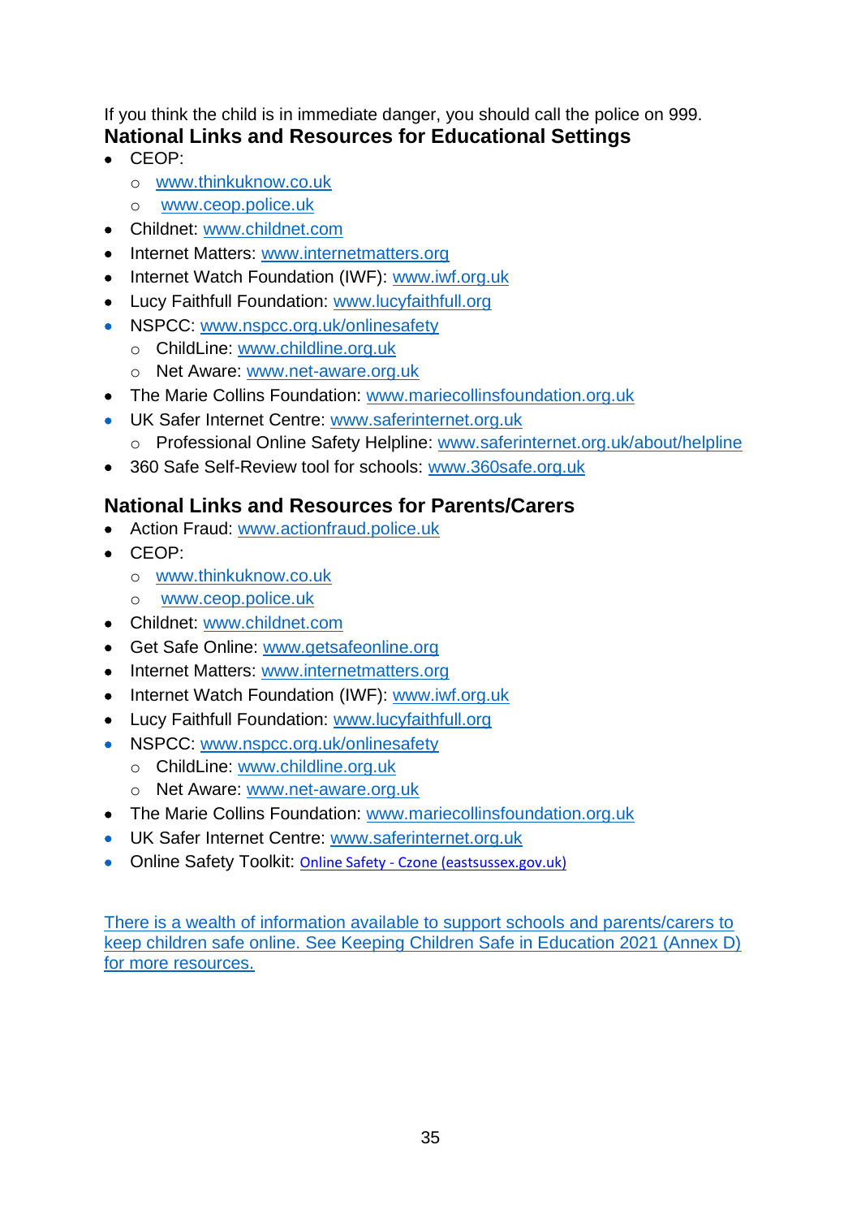If you think the child is in immediate danger, you should call the police on 999.

## National Links and Resources for Educational Settings

- CEOP:
  - www.thinkuknow.co.uk
  - www.ceop.police.uk
- Childnet: www.childnet.com
- Internet Matters: www.internetmatters.org
- Internet Watch Foundation (IWF): www.iwf.org.uk
- Lucy Faithfull Foundation: www.lucyfaithfull.org
- NSPCC: www.nspcc.org.uk/onlinesafety
  - ChildLine: www.childline.org.uk
  - Net Aware: www.net-aware.org.uk
- The Marie Collins Foundation: www.mariecollinsfoundation.org.uk
- UK Safer Internet Centre: www.saferinternet.org.uk
  - Professional Online Safety Helpline: www.saferinternet.org.uk/about/helpline
- 360 Safe Self-Review tool for schools: www.360safe.org.uk

## National Links and Resources for Parents/Carers

- Action Fraud: www.actionfraud.police.uk
- CEOP:
  - www.thinkuknow.co.uk
  - www.ceop.police.uk
- Childnet: www.childnet.com
- Get Safe Online: www.getsafeonline.org
- Internet Matters: www.internetmatters.org
- Internet Watch Foundation (IWF): www.iwf.org.uk
- Lucy Faithfull Foundation: www.lucyfaithfull.org
- NSPCC: www.nspcc.org.uk/onlinesafety
  - ChildLine: www.childline.org.uk
  - Net Aware: www.net-aware.org.uk
- The Marie Collins Foundation: www.mariecollinsfoundation.org.uk
- UK Safer Internet Centre: www.saferinternet.org.uk
- Online Safety Toolkit: Online Safety - Czone (eastsussex.gov.uk)

There is a wealth of information available to support schools and parents/carers to keep children safe online. See Keeping Children Safe in Education 2021 (Annex D) for more resources.